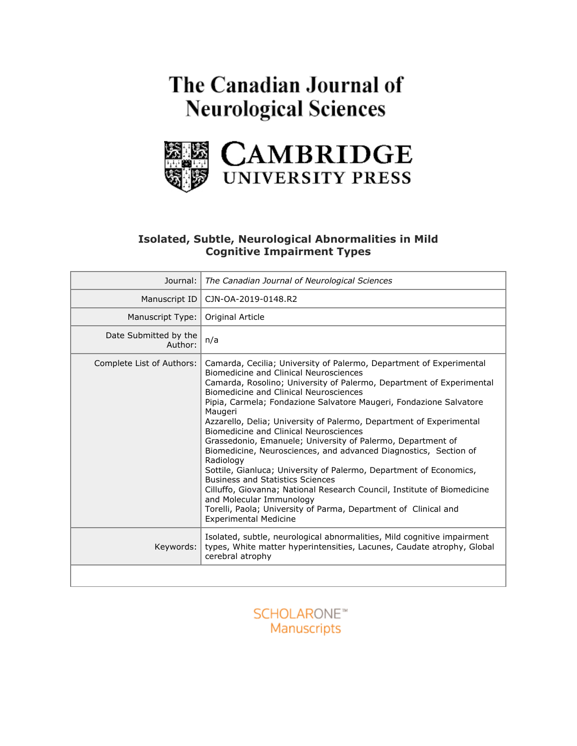# The Canadian Journal of Neurological Sciences

CAMBRIDGE UNIVERSITY PRESS

## Isolated, Subtle, Neurological Abnormalities in Mild Cognitive Impairment Types

| | |
|---|---|
| Journal: | *The Canadian Journal of Neurological Sciences* |
| Manuscript ID | CJN-OA-2019-0148.R2 |
| Manuscript Type: | Original Article |
| Date Submitted by the Author: | n/a |
| Complete List of Authors: | Camarda, Cecilia; University of Palermo, Department of Experimental Biomedicine and Clinical Neurosciences<br>Camarda, Rosolino; University of Palermo, Department of Experimental Biomedicine and Clinical Neurosciences<br>Pipia, Carmela; Fondazione Salvatore Maugeri, Fondazione Salvatore Maugeri<br>Azzarello, Delia; University of Palermo, Department of Experimental Biomedicine and Clinical Neurosciences<br>Grassedonio, Emanuele; University of Palermo, Department of Biomedicine, Neurosciences, and advanced Diagnostics, Section of Radiology<br>Sottile, Gianluca; University of Palermo, Department of Economics, Business and Statistics Sciences<br>Cilluffo, Giovanna; National Research Council, Institute of Biomedicine and Molecular Immunology<br>Torelli, Paola; University of Parma, Department of Clinical and Experimental Medicine |
| Keywords: | Isolated, subtle, neurological abnormalities, Mild cognitive impairment types, White matter hyperintensities, Lacunes, Caudate atrophy, Global cerebral atrophy |

SCHOLARONE™ Manuscripts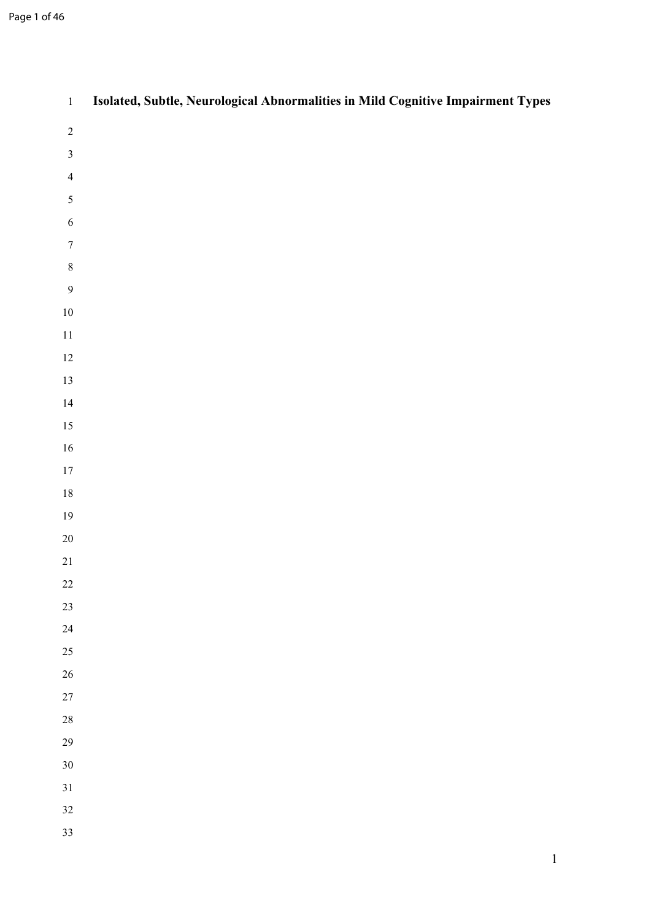# Isolated, Subtle, Neurological Abnormalities in Mild Cognitive Impairment Types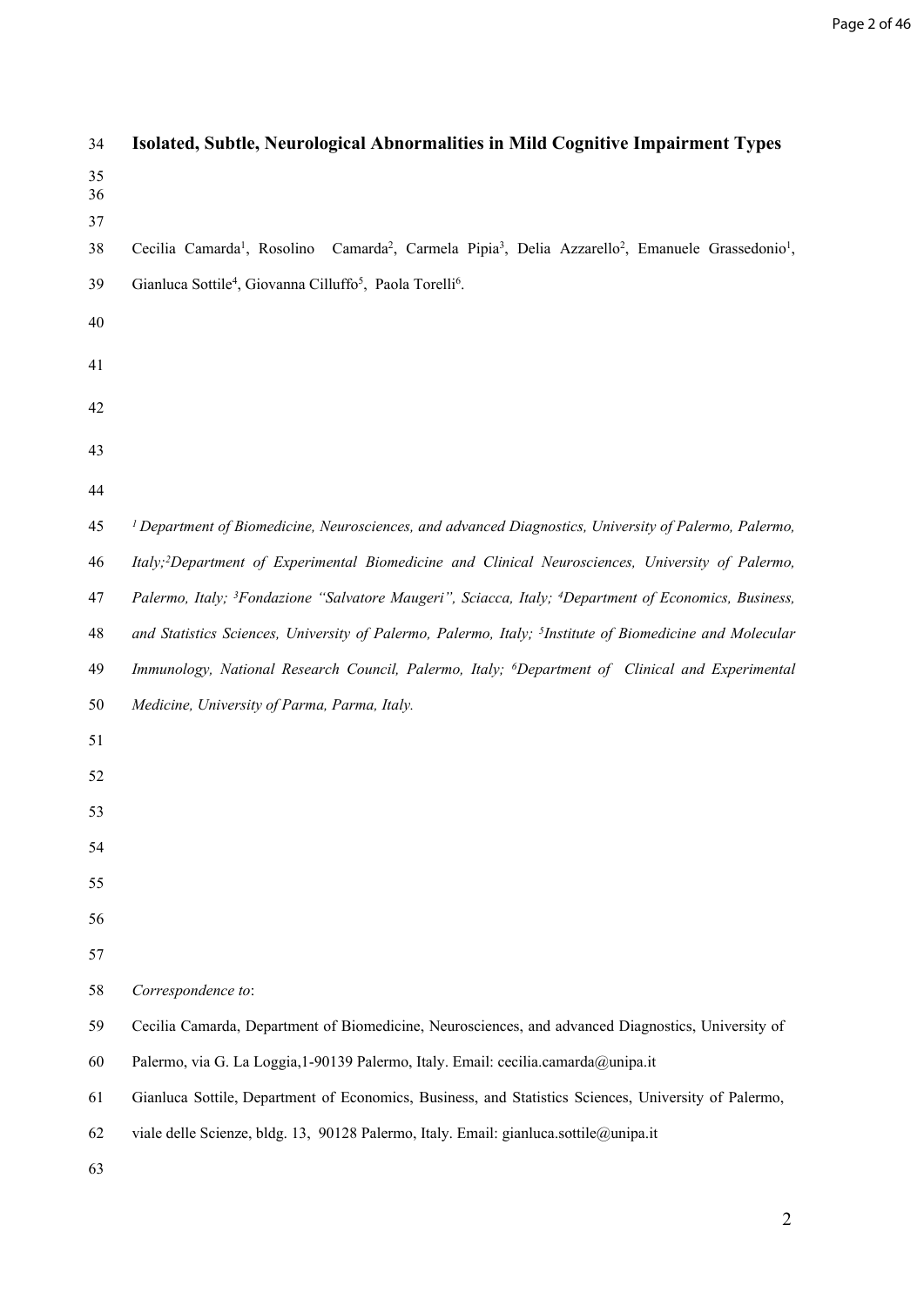# Isolated, Subtle, Neurological Abnormalities in Mild Cognitive Impairment Types

Cecilia Camarda[1], Rosolino Camarda[2], Carmela Pipia[3], Delia Azzarello[2], Emanuele Grassedonio[1], Gianluca Sottile[4], Giovanna Cilluffo[5], Paola Torelli[6].

*[1] Department of Biomedicine, Neurosciences, and advanced Diagnostics, University of Palermo, Palermo, Italy;[2]Department of Experimental Biomedicine and Clinical Neurosciences, University of Palermo, Palermo, Italy; [3]Fondazione "Salvatore Maugeri", Sciacca, Italy; [4]Department of Economics, Business, and Statistics Sciences, University of Palermo, Palermo, Italy; [5]Institute of Biomedicine and Molecular Immunology, National Research Council, Palermo, Italy; [6]Department of Clinical and Experimental Medicine, University of Parma, Parma, Italy.*

*Correspondence to*:

Cecilia Camarda, Department of Biomedicine, Neurosciences, and advanced Diagnostics, University of Palermo, via G. La Loggia,1-90139 Palermo, Italy. Email: cecilia.camarda@unipa.it

Gianluca Sottile, Department of Economics, Business, and Statistics Sciences, University of Palermo, viale delle Scienze, bldg. 13, 90128 Palermo, Italy. Email: gianluca.sottile@unipa.it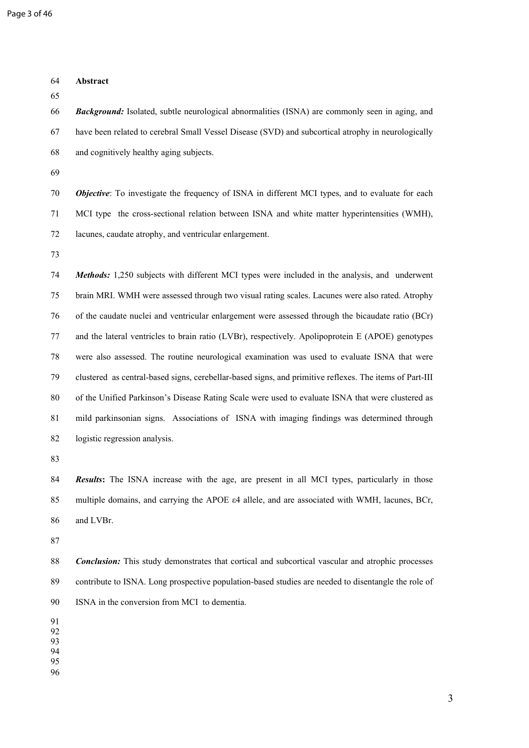# Abstract

***Background:*** Isolated, subtle neurological abnormalities (ISNA) are commonly seen in aging, and have been related to cerebral Small Vessel Disease (SVD) and subcortical atrophy in neurologically and cognitively healthy aging subjects.

***Objective***: To investigate the frequency of ISNA in different MCI types, and to evaluate for each MCI type the cross-sectional relation between ISNA and white matter hyperintensities (WMH), lacunes, caudate atrophy, and ventricular enlargement.

***Methods:*** 1,250 subjects with different MCI types were included in the analysis, and underwent brain MRI. WMH were assessed through two visual rating scales. Lacunes were also rated. Atrophy of the caudate nuclei and ventricular enlargement were assessed through the bicaudate ratio (BCr) and the lateral ventricles to brain ratio (LVBr), respectively. Apolipoprotein E (APOE) genotypes were also assessed. The routine neurological examination was used to evaluate ISNA that were clustered as central-based signs, cerebellar-based signs, and primitive reflexes. The items of Part-III of the Unified Parkinson's Disease Rating Scale were used to evaluate ISNA that were clustered as mild parkinsonian signs. Associations of ISNA with imaging findings was determined through logistic regression analysis.

***Results*:** The ISNA increase with the age, are present in all MCI types, particularly in those multiple domains, and carrying the APOE ε4 allele, and are associated with WMH, lacunes, BCr, and LVBr.

***Conclusion:*** This study demonstrates that cortical and subcortical vascular and atrophic processes contribute to ISNA. Long prospective population-based studies are needed to disentangle the role of ISNA in the conversion from MCI to dementia.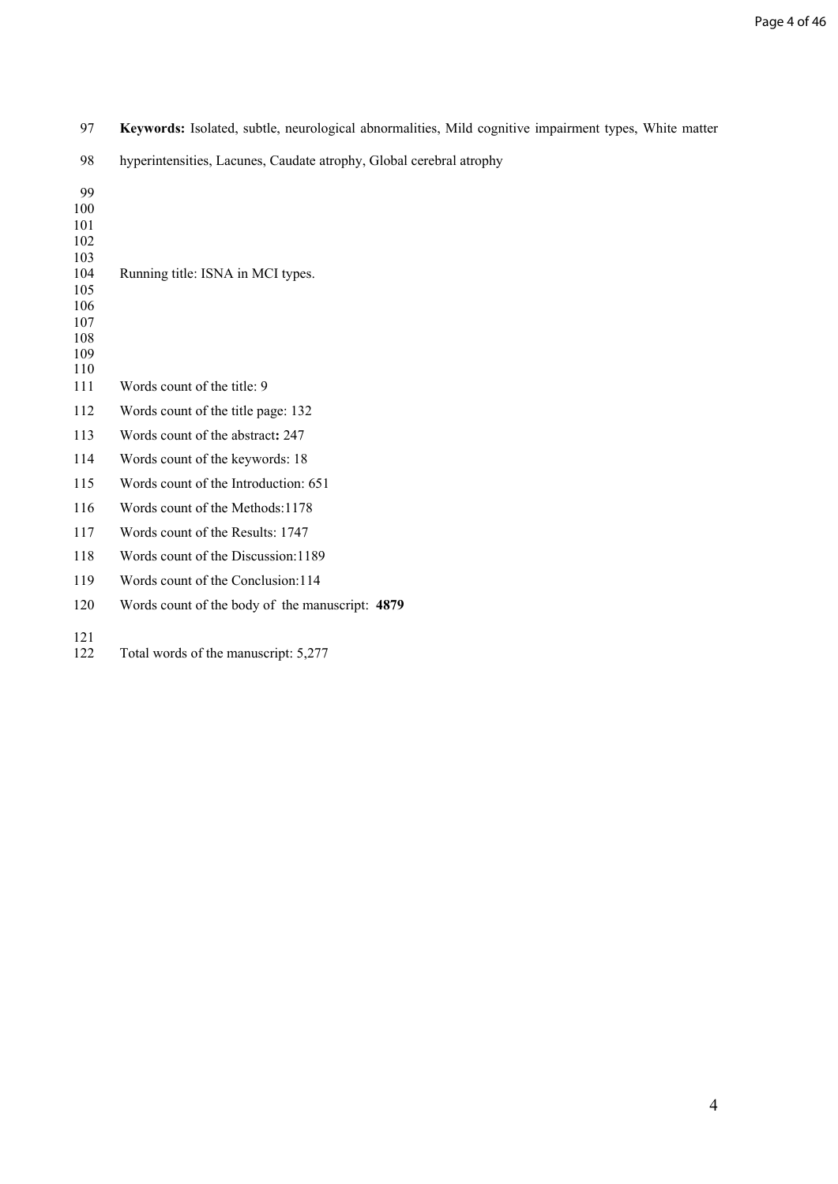**Keywords:** Isolated, subtle, neurological abnormalities, Mild cognitive impairment types, White matter hyperintensities, Lacunes, Caudate atrophy, Global cerebral atrophy

Running title: ISNA in MCI types.

Words count of the title: 9

Words count of the title page: 132

Words count of the abstract**:** 247

Words count of the keywords: 18

Words count of the Introduction: 651

Words count of the Methods:1178

Words count of the Results: 1747

Words count of the Discussion:1189

Words count of the Conclusion:114

Words count of the body of the manuscript: **4879**

Total words of the manuscript: 5,277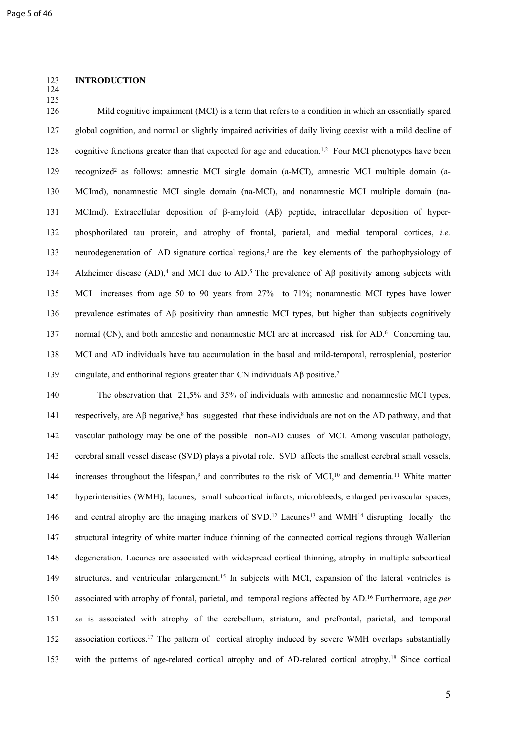# INTRODUCTION

Mild cognitive impairment (MCI) is a term that refers to a condition in which an essentially spared global cognition, and normal or slightly impaired activities of daily living coexist with a mild decline of cognitive functions greater than that expected for age and education.[1,2] Four MCI phenotypes have been recognized[2] as follows: amnestic MCI single domain (a-MCI), amnestic MCI multiple domain (a-MCImd), nonamnestic MCI single domain (na-MCI), and nonamnestic MCI multiple domain (na-MCImd). Extracellular deposition of β-amyloid (Aβ) peptide, intracellular deposition of hyper-phosphorilated tau protein, and atrophy of frontal, parietal, and medial temporal cortices, *i.e.* neurodegeneration of AD signature cortical regions,[3] are the key elements of the pathophysiology of Alzheimer disease (AD),[4] and MCI due to AD.[5] The prevalence of Aβ positivity among subjects with MCI increases from age 50 to 90 years from 27% to 71%; nonamnestic MCI types have lower prevalence estimates of Aβ positivity than amnestic MCI types, but higher than subjects cognitively normal (CN), and both amnestic and nonamnestic MCI are at increased risk for AD.[6] Concerning tau, MCI and AD individuals have tau accumulation in the basal and mild-temporal, retrosplenial, posterior cingulate, and enthorinal regions greater than CN individuals Aβ positive.[7]

The observation that 21,5% and 35% of individuals with amnestic and nonamnestic MCI types, respectively, are Aβ negative,[8] has suggested that these individuals are not on the AD pathway, and that vascular pathology may be one of the possible non-AD causes of MCI. Among vascular pathology, cerebral small vessel disease (SVD) plays a pivotal role. SVD affects the smallest cerebral small vessels, increases throughout the lifespan,[9] and contributes to the risk of MCI,[10] and dementia.[11] White matter hyperintensities (WMH), lacunes, small subcortical infarcts, microbleeds, enlarged perivascular spaces, and central atrophy are the imaging markers of SVD.[12] Lacunes[13] and WMH[14] disrupting locally the structural integrity of white matter induce thinning of the connected cortical regions through Wallerian degeneration. Lacunes are associated with widespread cortical thinning, atrophy in multiple subcortical structures, and ventricular enlargement.[15] In subjects with MCI, expansion of the lateral ventricles is associated with atrophy of frontal, parietal, and temporal regions affected by AD.[16] Furthermore, age *per se* is associated with atrophy of the cerebellum, striatum, and prefrontal, parietal, and temporal association cortices.[17] The pattern of cortical atrophy induced by severe WMH overlaps substantially with the patterns of age-related cortical atrophy and of AD-related cortical atrophy.[18] Since cortical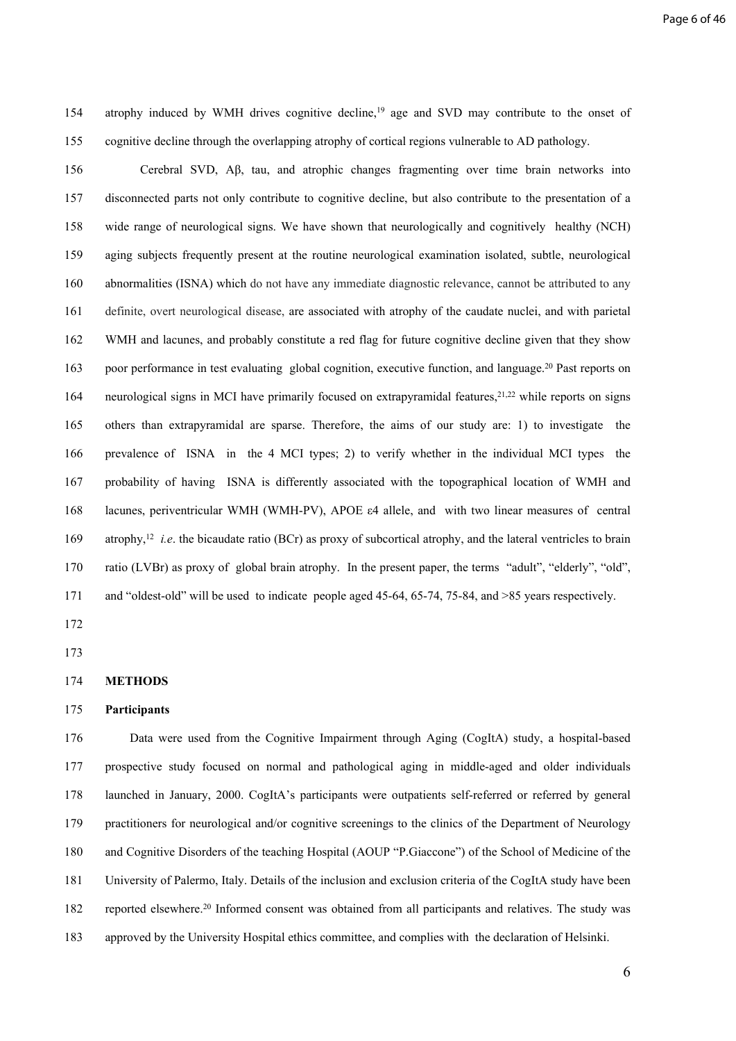atrophy induced by WMH drives cognitive decline,[19] age and SVD may contribute to the onset of cognitive decline through the overlapping atrophy of cortical regions vulnerable to AD pathology.

Cerebral SVD, Aβ, tau, and atrophic changes fragmenting over time brain networks into disconnected parts not only contribute to cognitive decline, but also contribute to the presentation of a wide range of neurological signs. We have shown that neurologically and cognitively healthy (NCH) aging subjects frequently present at the routine neurological examination isolated, subtle, neurological abnormalities (ISNA) which do not have any immediate diagnostic relevance, cannot be attributed to any definite, overt neurological disease, are associated with atrophy of the caudate nuclei, and with parietal WMH and lacunes, and probably constitute a red flag for future cognitive decline given that they show poor performance in test evaluating global cognition, executive function, and language.[20] Past reports on neurological signs in MCI have primarily focused on extrapyramidal features,[21,22] while reports on signs others than extrapyramidal are sparse. Therefore, the aims of our study are: 1) to investigate the prevalence of ISNA in the 4 MCI types; 2) to verify whether in the individual MCI types the probability of having ISNA is differently associated with the topographical location of WMH and lacunes, periventricular WMH (WMH-PV), APOE ε4 allele, and with two linear measures of central atrophy,[12] *i.e*. the bicaudate ratio (BCr) as proxy of subcortical atrophy, and the lateral ventricles to brain ratio (LVBr) as proxy of global brain atrophy. In the present paper, the terms "adult", "elderly", "old", and "oldest-old" will be used to indicate people aged 45-64, 65-74, 75-84, and >85 years respectively.

## METHODS

### Participants

Data were used from the Cognitive Impairment through Aging (CogItA) study, a hospital-based prospective study focused on normal and pathological aging in middle-aged and older individuals launched in January, 2000. CogItA's participants were outpatients self-referred or referred by general practitioners for neurological and/or cognitive screenings to the clinics of the Department of Neurology and Cognitive Disorders of the teaching Hospital (AOUP "P.Giaccone") of the School of Medicine of the University of Palermo, Italy. Details of the inclusion and exclusion criteria of the CogItA study have been reported elsewhere.[20] Informed consent was obtained from all participants and relatives. The study was approved by the University Hospital ethics committee, and complies with the declaration of Helsinki.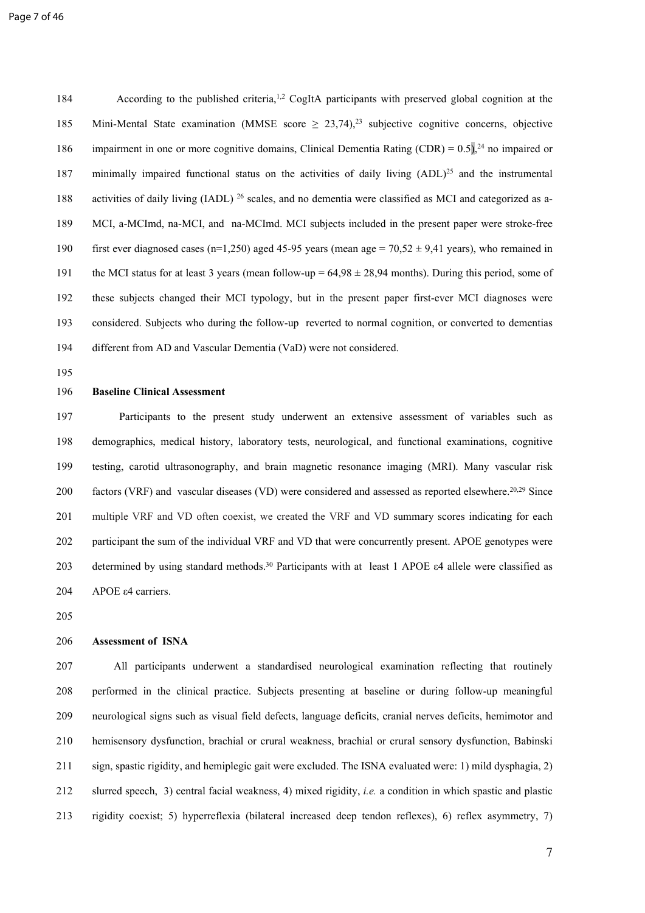According to the published criteria,[1,2] CogItA participants with preserved global cognition at the Mini-Mental State examination (MMSE score $\geq$ 23,74),[23] subjective cognitive concerns, objective impairment in one or more cognitive domains, Clinical Dementia Rating (CDR) = 0.5),[24] no impaired or minimally impaired functional status on the activities of daily living (ADL)[25] and the instrumental activities of daily living (IADL) [26] scales, and no dementia were classified as MCI and categorized as a-MCI, a-MCImd, na-MCI, and na-MCImd. MCI subjects included in the present paper were stroke-free first ever diagnosed cases (n=1,250) aged 45-95 years (mean age = 70,52 ± 9,41 years), who remained in the MCI status for at least 3 years (mean follow-up = 64,98 ± 28,94 months). During this period, some of these subjects changed their MCI typology, but in the present paper first-ever MCI diagnoses were considered. Subjects who during the follow-up reverted to normal cognition, or converted to dementias different from AD and Vascular Dementia (VaD) were not considered.

**Baseline Clinical Assessment**

Participants to the present study underwent an extensive assessment of variables such as demographics, medical history, laboratory tests, neurological, and functional examinations, cognitive testing, carotid ultrasonography, and brain magnetic resonance imaging (MRI). Many vascular risk factors (VRF) and vascular diseases (VD) were considered and assessed as reported elsewhere.[20,29] Since multiple VRF and VD often coexist, we created the VRF and VD summary scores indicating for each participant the sum of the individual VRF and VD that were concurrently present. APOE genotypes were determined by using standard methods.[30] Participants with at least 1 APOE ε4 allele were classified as APOE ε4 carriers.

**Assessment of ISNA**

All participants underwent a standardised neurological examination reflecting that routinely performed in the clinical practice. Subjects presenting at baseline or during follow-up meaningful neurological signs such as visual field defects, language deficits, cranial nerves deficits, hemimotor and hemisensory dysfunction, brachial or crural weakness, brachial or crural sensory dysfunction, Babinski sign, spastic rigidity, and hemiplegic gait were excluded. The ISNA evaluated were: 1) mild dysphagia, 2) slurred speech, 3) central facial weakness, 4) mixed rigidity, *i.e.* a condition in which spastic and plastic rigidity coexist; 5) hyperreflexia (bilateral increased deep tendon reflexes), 6) reflex asymmetry, 7)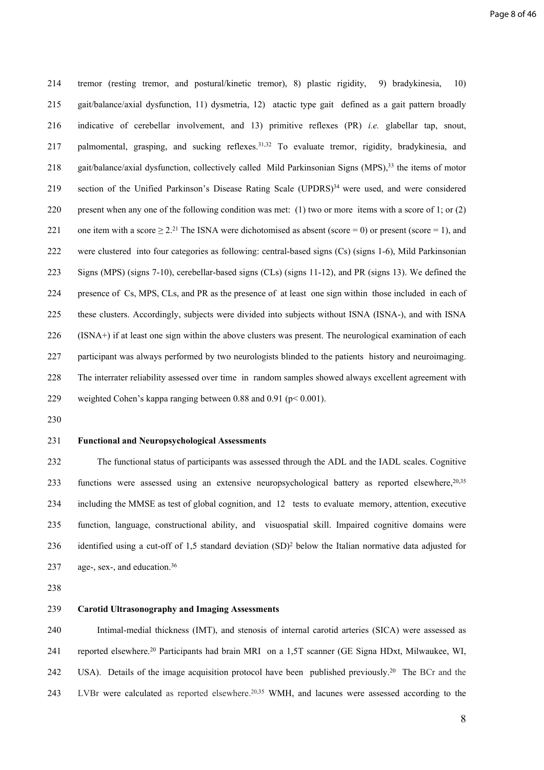tremor (resting tremor, and postural/kinetic tremor), 8) plastic rigidity, 9) bradykinesia, 10) gait/balance/axial dysfunction, 11) dysmetria, 12) atactic type gait defined as a gait pattern broadly indicative of cerebellar involvement, and 13) primitive reflexes (PR) *i.e.* glabellar tap, snout, palmomental, grasping, and sucking reflexes.[31,32] To evaluate tremor, rigidity, bradykinesia, and gait/balance/axial dysfunction, collectively called Mild Parkinsonian Signs (MPS),[33] the items of motor section of the Unified Parkinson's Disease Rating Scale (UPDRS)[34] were used, and were considered present when any one of the following condition was met: (1) two or more items with a score of 1; or (2) one item with a score $\geq 2$.[21] The ISNA were dichotomised as absent (score = 0) or present (score = 1), and were clustered into four categories as following: central-based signs (Cs) (signs 1-6), Mild Parkinsonian Signs (MPS) (signs 7-10), cerebellar-based signs (CLs) (signs 11-12), and PR (signs 13). We defined the presence of Cs, MPS, CLs, and PR as the presence of at least one sign within those included in each of these clusters. Accordingly, subjects were divided into subjects without ISNA (ISNA-), and with ISNA (ISNA+) if at least one sign within the above clusters was present. The neurological examination of each participant was always performed by two neurologists blinded to the patients history and neuroimaging. The interrater reliability assessed over time in random samples showed always excellent agreement with weighted Cohen's kappa ranging between 0.88 and 0.91 ($p < 0.001$).

**Functional and Neuropsychological Assessments**

The functional status of participants was assessed through the ADL and the IADL scales. Cognitive functions were assessed using an extensive neuropsychological battery as reported elsewhere,[20,35] including the MMSE as test of global cognition, and 12 tests to evaluate memory, attention, executive function, language, constructional ability, and visuospatial skill. Impaired cognitive domains were identified using a cut-off of 1,5 standard deviation (SD)[2] below the Italian normative data adjusted for age-, sex-, and education.[36]

**Carotid Ultrasonography and Imaging Assessments**

Intimal-medial thickness (IMT), and stenosis of internal carotid arteries (SICA) were assessed as reported elsewhere.[20] Participants had brain MRI on a 1,5T scanner (GE Signa HDxt, Milwaukee, WI, USA). Details of the image acquisition protocol have been published previously.[20] The BCr and the LVBr were calculated as reported elsewhere.[20,35] WMH, and lacunes were assessed according to the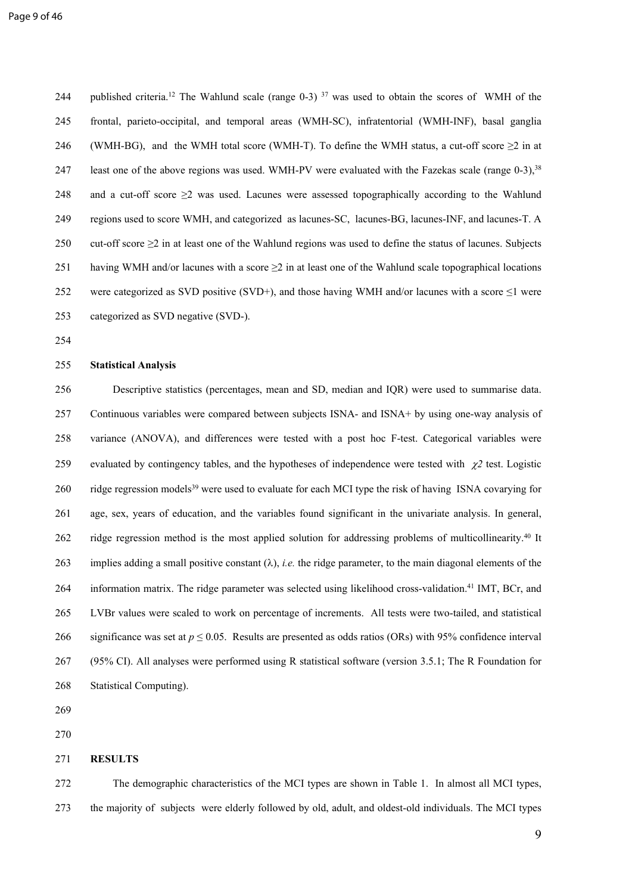published criteria.[12] The Wahlund scale (range 0-3) [37] was used to obtain the scores of WMH of the frontal, parieto-occipital, and temporal areas (WMH-SC), infratentorial (WMH-INF), basal ganglia (WMH-BG), and the WMH total score (WMH-T). To define the WMH status, a cut-off score ≥2 in at least one of the above regions was used. WMH-PV were evaluated with the Fazekas scale (range 0-3),[38] and a cut-off score ≥2 was used. Lacunes were assessed topographically according to the Wahlund regions used to score WMH, and categorized as lacunes-SC, lacunes-BG, lacunes-INF, and lacunes-T. A cut-off score ≥2 in at least one of the Wahlund regions was used to define the status of lacunes. Subjects having WMH and/or lacunes with a score ≥2 in at least one of the Wahlund scale topographical locations were categorized as SVD positive (SVD+), and those having WMH and/or lacunes with a score ≤1 were categorized as SVD negative (SVD-).

**Statistical Analysis**

Descriptive statistics (percentages, mean and SD, median and IQR) were used to summarise data. Continuous variables were compared between subjects ISNA- and ISNA+ by using one-way analysis of variance (ANOVA), and differences were tested with a post hoc F-test. Categorical variables were evaluated by contingency tables, and the hypotheses of independence were tested with $\chi^2$ test. Logistic ridge regression models[39] were used to evaluate for each MCI type the risk of having ISNA covarying for age, sex, years of education, and the variables found significant in the univariate analysis. In general, ridge regression method is the most applied solution for addressing problems of multicollinearity.[40] It implies adding a small positive constant ($\lambda$), *i.e.* the ridge parameter, to the main diagonal elements of the information matrix. The ridge parameter was selected using likelihood cross-validation.[41] IMT, BCr, and LVBr values were scaled to work on percentage of increments. All tests were two-tailed, and statistical significance was set at $p \leq 0.05$. Results are presented as odds ratios (ORs) with 95% confidence interval (95% CI). All analyses were performed using R statistical software (version 3.5.1; The R Foundation for Statistical Computing).

**RESULTS**

The demographic characteristics of the MCI types are shown in Table 1. In almost all MCI types, the majority of subjects were elderly followed by old, adult, and oldest-old individuals. The MCI types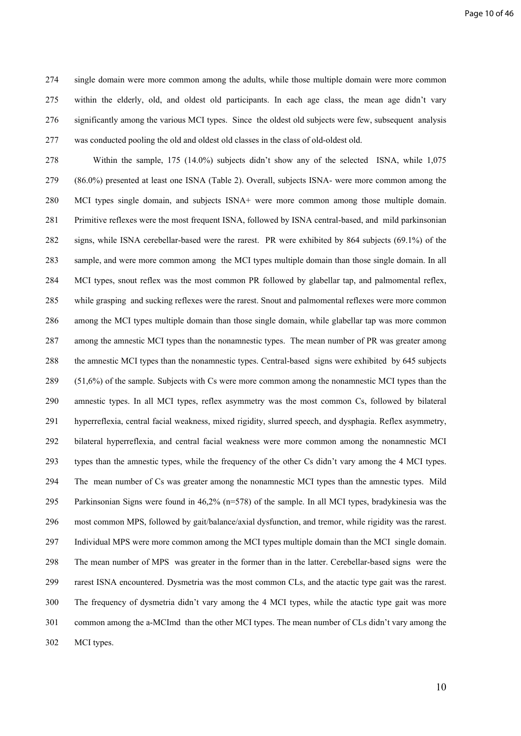single domain were more common among the adults, while those multiple domain were more common within the elderly, old, and oldest old participants. In each age class, the mean age didn't vary significantly among the various MCI types. Since the oldest old subjects were few, subsequent analysis was conducted pooling the old and oldest old classes in the class of old-oldest old.

Within the sample, 175 (14.0%) subjects didn't show any of the selected ISNA, while 1,075 (86.0%) presented at least one ISNA (Table 2). Overall, subjects ISNA- were more common among the MCI types single domain, and subjects ISNA+ were more common among those multiple domain. Primitive reflexes were the most frequent ISNA, followed by ISNA central-based, and mild parkinsonian signs, while ISNA cerebellar-based were the rarest. PR were exhibited by 864 subjects (69.1%) of the sample, and were more common among the MCI types multiple domain than those single domain. In all MCI types, snout reflex was the most common PR followed by glabellar tap, and palmomental reflex, while grasping and sucking reflexes were the rarest. Snout and palmomental reflexes were more common among the MCI types multiple domain than those single domain, while glabellar tap was more common among the amnestic MCI types than the nonamnestic types. The mean number of PR was greater among the amnestic MCI types than the nonamnestic types. Central-based signs were exhibited by 645 subjects (51,6%) of the sample. Subjects with Cs were more common among the nonamnestic MCI types than the amnestic types. In all MCI types, reflex asymmetry was the most common Cs, followed by bilateral hyperreflexia, central facial weakness, mixed rigidity, slurred speech, and dysphagia. Reflex asymmetry, bilateral hyperreflexia, and central facial weakness were more common among the nonamnestic MCI types than the amnestic types, while the frequency of the other Cs didn't vary among the 4 MCI types. The mean number of Cs was greater among the nonamnestic MCI types than the amnestic types. Mild Parkinsonian Signs were found in 46,2% (n=578) of the sample. In all MCI types, bradykinesia was the most common MPS, followed by gait/balance/axial dysfunction, and tremor, while rigidity was the rarest. Individual MPS were more common among the MCI types multiple domain than the MCI single domain. The mean number of MPS was greater in the former than in the latter. Cerebellar-based signs were the rarest ISNA encountered. Dysmetria was the most common CLs, and the atactic type gait was the rarest. The frequency of dysmetria didn't vary among the 4 MCI types, while the atactic type gait was more common among the a-MCImd than the other MCI types. The mean number of CLs didn't vary among the MCI types.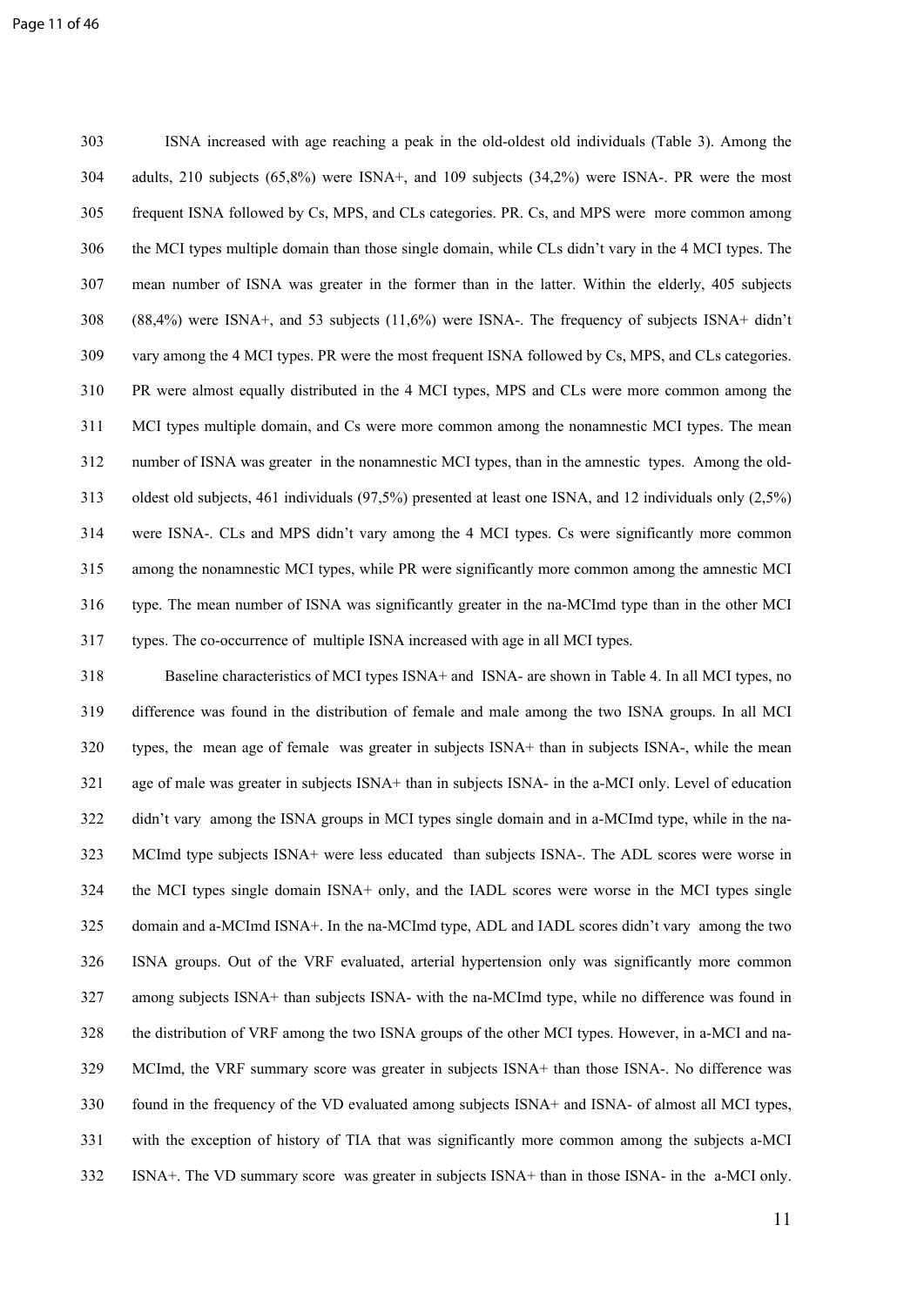ISNA increased with age reaching a peak in the old-oldest old individuals (Table 3). Among the adults, 210 subjects (65,8%) were ISNA+, and 109 subjects (34,2%) were ISNA-. PR were the most frequent ISNA followed by Cs, MPS, and CLs categories. PR. Cs, and MPS were more common among the MCI types multiple domain than those single domain, while CLs didn't vary in the 4 MCI types. The mean number of ISNA was greater in the former than in the latter. Within the elderly, 405 subjects (88,4%) were ISNA+, and 53 subjects (11,6%) were ISNA-. The frequency of subjects ISNA+ didn't vary among the 4 MCI types. PR were the most frequent ISNA followed by Cs, MPS, and CLs categories. PR were almost equally distributed in the 4 MCI types, MPS and CLs were more common among the MCI types multiple domain, and Cs were more common among the nonamnestic MCI types. The mean number of ISNA was greater in the nonamnestic MCI types, than in the amnestic types. Among the old-oldest old subjects, 461 individuals (97,5%) presented at least one ISNA, and 12 individuals only (2,5%) were ISNA-. CLs and MPS didn't vary among the 4 MCI types. Cs were significantly more common among the nonamnestic MCI types, while PR were significantly more common among the amnestic MCI type. The mean number of ISNA was significantly greater in the na-MCImd type than in the other MCI types. The co-occurrence of multiple ISNA increased with age in all MCI types.

Baseline characteristics of MCI types ISNA+ and ISNA- are shown in Table 4. In all MCI types, no difference was found in the distribution of female and male among the two ISNA groups. In all MCI types, the mean age of female was greater in subjects ISNA+ than in subjects ISNA-, while the mean age of male was greater in subjects ISNA+ than in subjects ISNA- in the a-MCI only. Level of education didn't vary among the ISNA groups in MCI types single domain and in a-MCImd type, while in the na-MCImd type subjects ISNA+ were less educated than subjects ISNA-. The ADL scores were worse in the MCI types single domain ISNA+ only, and the IADL scores were worse in the MCI types single domain and a-MCImd ISNA+. In the na-MCImd type, ADL and IADL scores didn't vary among the two ISNA groups. Out of the VRF evaluated, arterial hypertension only was significantly more common among subjects ISNA+ than subjects ISNA- with the na-MCImd type, while no difference was found in the distribution of VRF among the two ISNA groups of the other MCI types. However, in a-MCI and na-MCImd, the VRF summary score was greater in subjects ISNA+ than those ISNA-. No difference was found in the frequency of the VD evaluated among subjects ISNA+ and ISNA- of almost all MCI types, with the exception of history of TIA that was significantly more common among the subjects a-MCI ISNA+. The VD summary score was greater in subjects ISNA+ than in those ISNA- in the a-MCI only.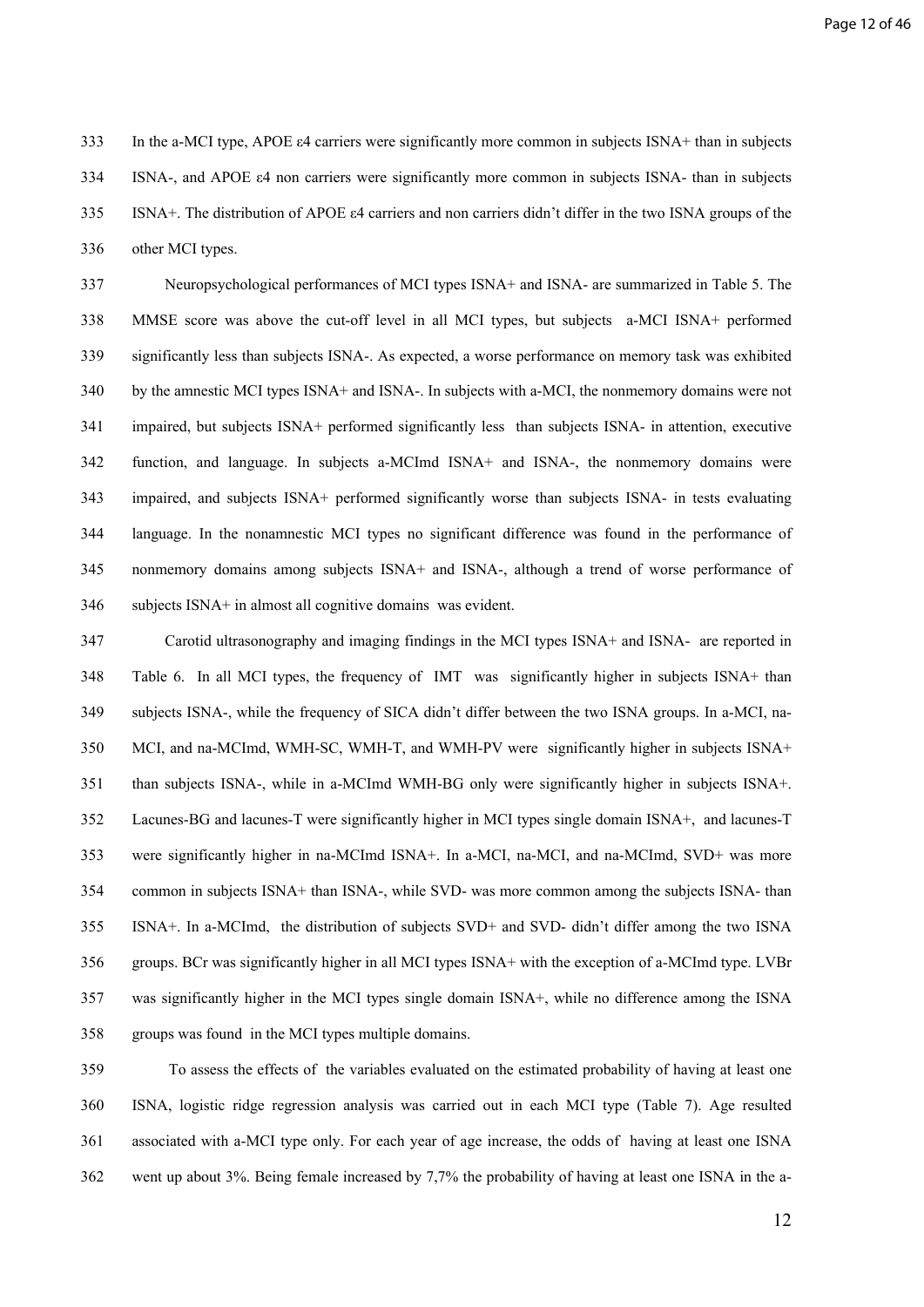In the a-MCI type, APOE ε4 carriers were significantly more common in subjects ISNA+ than in subjects ISNA-, and APOE ε4 non carriers were significantly more common in subjects ISNA- than in subjects ISNA+. The distribution of APOE ε4 carriers and non carriers didn't differ in the two ISNA groups of the other MCI types.

Neuropsychological performances of MCI types ISNA+ and ISNA- are summarized in Table 5. The MMSE score was above the cut-off level in all MCI types, but subjects a-MCI ISNA+ performed significantly less than subjects ISNA-. As expected, a worse performance on memory task was exhibited by the amnestic MCI types ISNA+ and ISNA-. In subjects with a-MCI, the nonmemory domains were not impaired, but subjects ISNA+ performed significantly less than subjects ISNA- in attention, executive function, and language. In subjects a-MCImd ISNA+ and ISNA-, the nonmemory domains were impaired, and subjects ISNA+ performed significantly worse than subjects ISNA- in tests evaluating language. In the nonamnestic MCI types no significant difference was found in the performance of nonmemory domains among subjects ISNA+ and ISNA-, although a trend of worse performance of subjects ISNA+ in almost all cognitive domains was evident.

Carotid ultrasonography and imaging findings in the MCI types ISNA+ and ISNA- are reported in Table 6. In all MCI types, the frequency of IMT was significantly higher in subjects ISNA+ than subjects ISNA-, while the frequency of SICA didn't differ between the two ISNA groups. In a-MCI, na-MCI, and na-MCImd, WMH-SC, WMH-T, and WMH-PV were significantly higher in subjects ISNA+ than subjects ISNA-, while in a-MCImd WMH-BG only were significantly higher in subjects ISNA+. Lacunes-BG and lacunes-T were significantly higher in MCI types single domain ISNA+, and lacunes-T were significantly higher in na-MCImd ISNA+. In a-MCI, na-MCI, and na-MCImd, SVD+ was more common in subjects ISNA+ than ISNA-, while SVD- was more common among the subjects ISNA- than ISNA+. In a-MCImd, the distribution of subjects SVD+ and SVD- didn't differ among the two ISNA groups. BCr was significantly higher in all MCI types ISNA+ with the exception of a-MCImd type. LVBr was significantly higher in the MCI types single domain ISNA+, while no difference among the ISNA groups was found in the MCI types multiple domains.

To assess the effects of the variables evaluated on the estimated probability of having at least one ISNA, logistic ridge regression analysis was carried out in each MCI type (Table 7). Age resulted associated with a-MCI type only. For each year of age increase, the odds of having at least one ISNA went up about 3%. Being female increased by 7,7% the probability of having at least one ISNA in the a-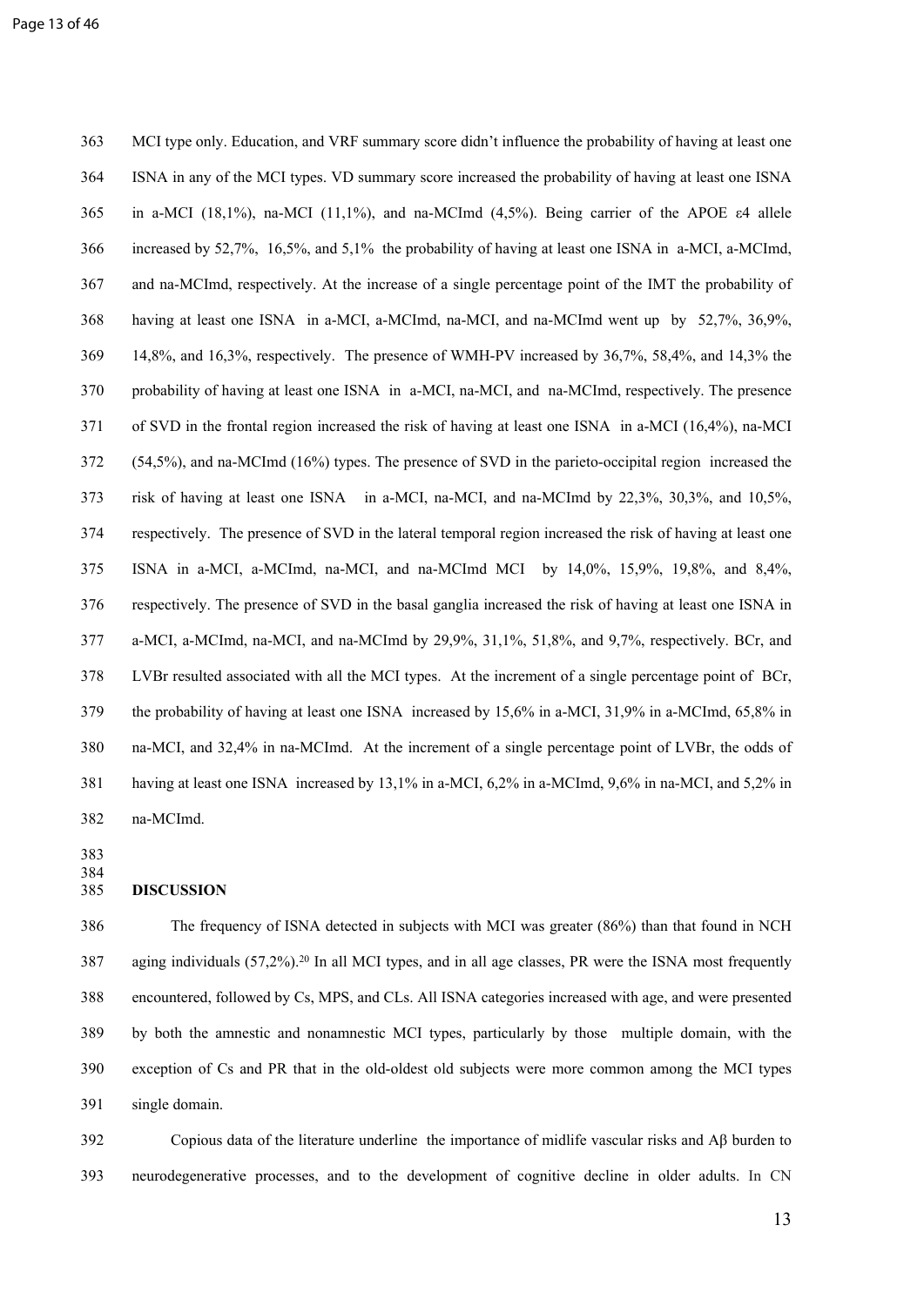MCI type only. Education, and VRF summary score didn't influence the probability of having at least one ISNA in any of the MCI types. VD summary score increased the probability of having at least one ISNA in a-MCI (18,1%), na-MCI (11,1%), and na-MCImd (4,5%). Being carrier of the APOE ε4 allele increased by 52,7%, 16,5%, and 5,1% the probability of having at least one ISNA in a-MCI, a-MCImd, and na-MCImd, respectively. At the increase of a single percentage point of the IMT the probability of having at least one ISNA in a-MCI, a-MCImd, na-MCI, and na-MCImd went up by 52,7%, 36,9%, 14,8%, and 16,3%, respectively. The presence of WMH-PV increased by 36,7%, 58,4%, and 14,3% the probability of having at least one ISNA in a-MCI, na-MCI, and na-MCImd, respectively. The presence of SVD in the frontal region increased the risk of having at least one ISNA in a-MCI (16,4%), na-MCI (54,5%), and na-MCImd (16%) types. The presence of SVD in the parieto-occipital region increased the risk of having at least one ISNA in a-MCI, na-MCI, and na-MCImd by 22,3%, 30,3%, and 10,5%, respectively. The presence of SVD in the lateral temporal region increased the risk of having at least one ISNA in a-MCI, a-MCImd, na-MCI, and na-MCImd MCI by 14,0%, 15,9%, 19,8%, and 8,4%, respectively. The presence of SVD in the basal ganglia increased the risk of having at least one ISNA in a-MCI, a-MCImd, na-MCI, and na-MCImd by 29,9%, 31,1%, 51,8%, and 9,7%, respectively. BCr, and LVBr resulted associated with all the MCI types. At the increment of a single percentage point of BCr, the probability of having at least one ISNA increased by 15,6% in a-MCI, 31,9% in a-MCImd, 65,8% in na-MCI, and 32,4% in na-MCImd. At the increment of a single percentage point of LVBr, the odds of having at least one ISNA increased by 13,1% in a-MCI, 6,2% in a-MCImd, 9,6% in na-MCI, and 5,2% in na-MCImd.

## DISCUSSION

The frequency of ISNA detected in subjects with MCI was greater (86%) than that found in NCH aging individuals (57,2%).[20] In all MCI types, and in all age classes, PR were the ISNA most frequently encountered, followed by Cs, MPS, and CLs. All ISNA categories increased with age, and were presented by both the amnestic and nonamnestic MCI types, particularly by those multiple domain, with the exception of Cs and PR that in the old-oldest old subjects were more common among the MCI types single domain.

Copious data of the literature underline the importance of midlife vascular risks and Aβ burden to neurodegenerative processes, and to the development of cognitive decline in older adults. In CN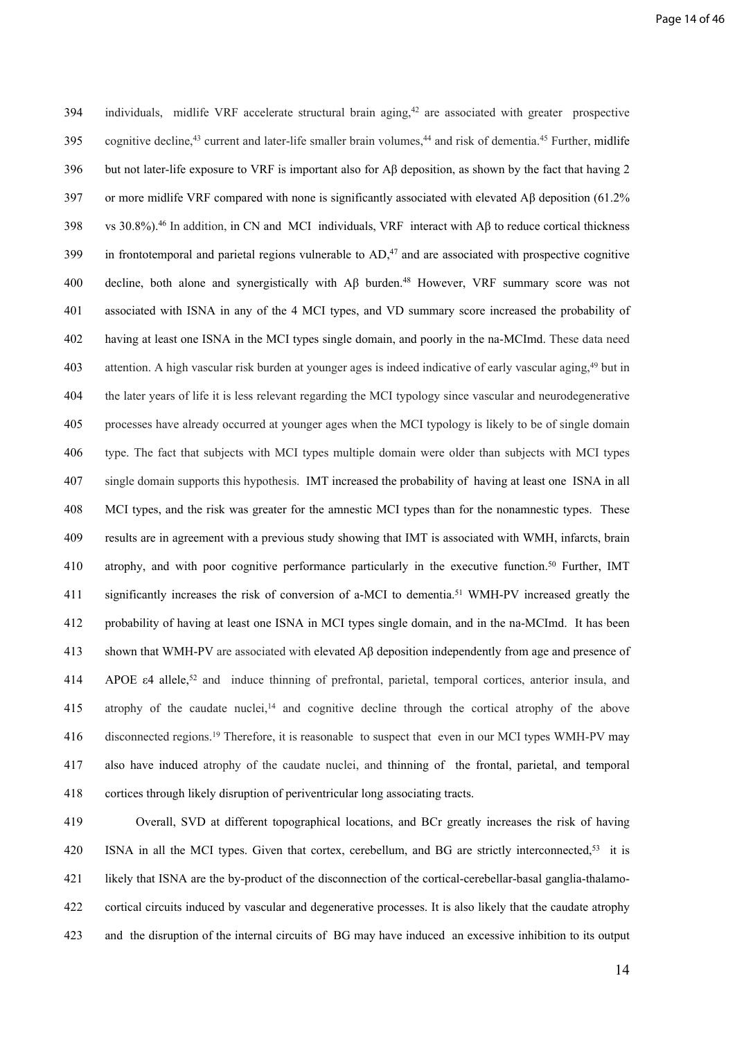individuals, midlife VRF accelerate structural brain aging,[42] are associated with greater prospective cognitive decline,[43] current and later-life smaller brain volumes,[44] and risk of dementia.[45] Further, midlife but not later-life exposure to VRF is important also for Aβ deposition, as shown by the fact that having 2 or more midlife VRF compared with none is significantly associated with elevated Aβ deposition (61.2% vs 30.8%).[46] In addition, in CN and MCI individuals, VRF interact with Aβ to reduce cortical thickness in frontotemporal and parietal regions vulnerable to AD,[47] and are associated with prospective cognitive decline, both alone and synergistically with Aβ burden.[48] However, VRF summary score was not associated with ISNA in any of the 4 MCI types, and VD summary score increased the probability of having at least one ISNA in the MCI types single domain, and poorly in the na-MCImd. These data need attention. A high vascular risk burden at younger ages is indeed indicative of early vascular aging,[49] but in the later years of life it is less relevant regarding the MCI typology since vascular and neurodegenerative processes have already occurred at younger ages when the MCI typology is likely to be of single domain type. The fact that subjects with MCI types multiple domain were older than subjects with MCI types single domain supports this hypothesis. IMT increased the probability of having at least one ISNA in all MCI types, and the risk was greater for the amnestic MCI types than for the nonamnestic types. These results are in agreement with a previous study showing that IMT is associated with WMH, infarcts, brain atrophy, and with poor cognitive performance particularly in the executive function.[50] Further, IMT significantly increases the risk of conversion of a-MCI to dementia.[51] WMH-PV increased greatly the probability of having at least one ISNA in MCI types single domain, and in the na-MCImd. It has been shown that WMH-PV are associated with elevated Aβ deposition independently from age and presence of APOE ε4 allele,[52] and induce thinning of prefrontal, parietal, temporal cortices, anterior insula, and atrophy of the caudate nuclei,[14] and cognitive decline through the cortical atrophy of the above disconnected regions.[19] Therefore, it is reasonable to suspect that even in our MCI types WMH-PV may also have induced atrophy of the caudate nuclei, and thinning of the frontal, parietal, and temporal cortices through likely disruption of periventricular long associating tracts.

Overall, SVD at different topographical locations, and BCr greatly increases the risk of having ISNA in all the MCI types. Given that cortex, cerebellum, and BG are strictly interconnected,[53] it is likely that ISNA are the by-product of the disconnection of the cortical-cerebellar-basal ganglia-thalamo-cortical circuits induced by vascular and degenerative processes. It is also likely that the caudate atrophy and the disruption of the internal circuits of BG may have induced an excessive inhibition to its output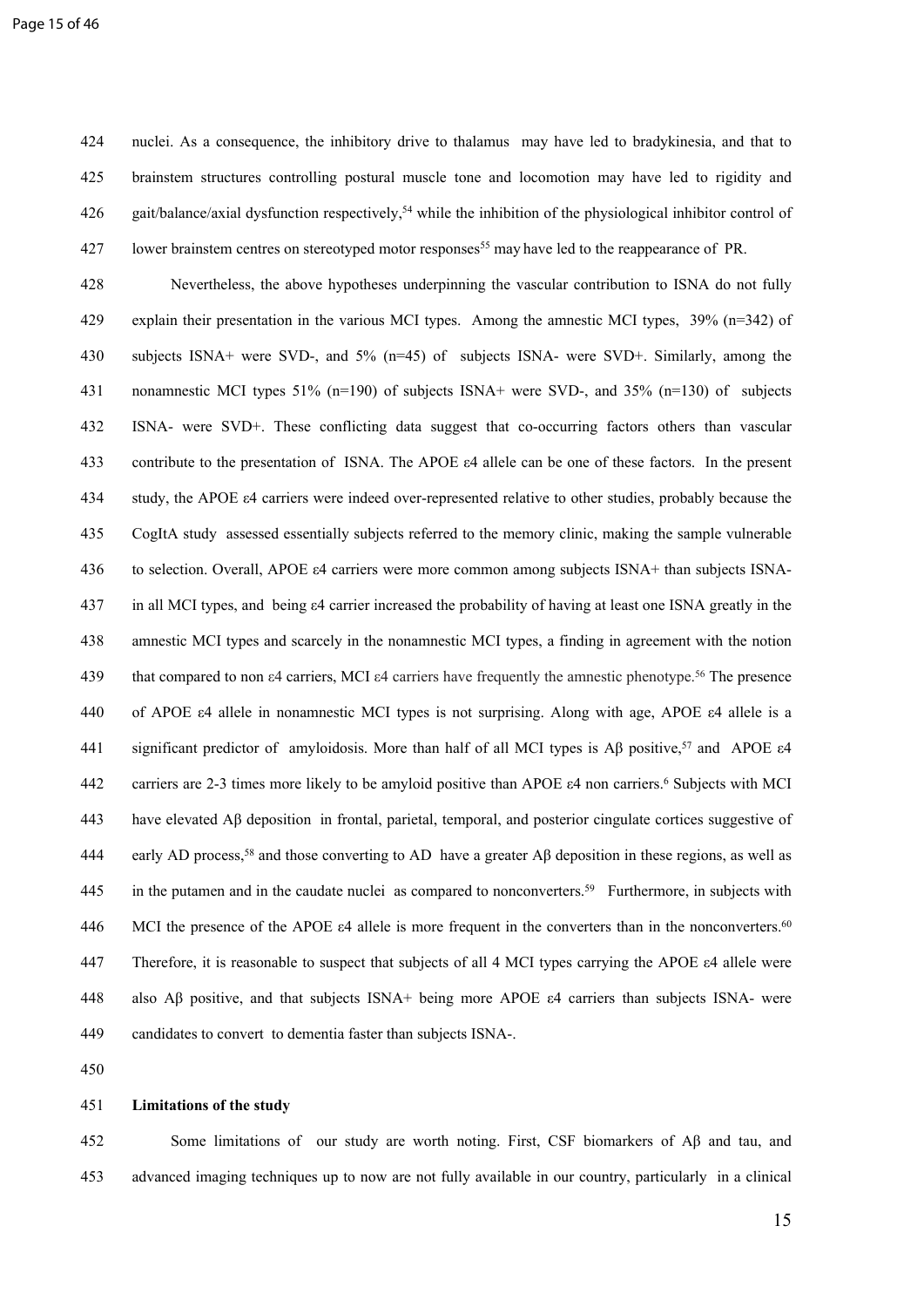nuclei. As a consequence, the inhibitory drive to thalamus may have led to bradykinesia, and that to brainstem structures controlling postural muscle tone and locomotion may have led to rigidity and gait/balance/axial dysfunction respectively,[54] while the inhibition of the physiological inhibitor control of lower brainstem centres on stereotyped motor responses[55] may have led to the reappearance of PR.

Nevertheless, the above hypotheses underpinning the vascular contribution to ISNA do not fully explain their presentation in the various MCI types. Among the amnestic MCI types, 39% (n=342) of subjects ISNA+ were SVD-, and 5% (n=45) of subjects ISNA- were SVD+. Similarly, among the nonamnestic MCI types 51% (n=190) of subjects ISNA+ were SVD-, and 35% (n=130) of subjects ISNA- were SVD+. These conflicting data suggest that co-occurring factors others than vascular contribute to the presentation of ISNA. The APOE ε4 allele can be one of these factors. In the present study, the APOE ε4 carriers were indeed over-represented relative to other studies, probably because the CogItA study assessed essentially subjects referred to the memory clinic, making the sample vulnerable to selection. Overall, APOE ε4 carriers were more common among subjects ISNA+ than subjects ISNA- in all MCI types, and being ε4 carrier increased the probability of having at least one ISNA greatly in the amnestic MCI types and scarcely in the nonamnestic MCI types, a finding in agreement with the notion that compared to non ε4 carriers, MCI ε4 carriers have frequently the amnestic phenotype.[56] The presence of APOE ε4 allele in nonamnestic MCI types is not surprising. Along with age, APOE ε4 allele is a significant predictor of amyloidosis. More than half of all MCI types is Aβ positive,[57] and APOE ε4 carriers are 2-3 times more likely to be amyloid positive than APOE ε4 non carriers.[6] Subjects with MCI have elevated Aβ deposition in frontal, parietal, temporal, and posterior cingulate cortices suggestive of early AD process,[58] and those converting to AD have a greater Aβ deposition in these regions, as well as in the putamen and in the caudate nuclei as compared to nonconverters.[59] Furthermore, in subjects with MCI the presence of the APOE ε4 allele is more frequent in the converters than in the nonconverters.[60] Therefore, it is reasonable to suspect that subjects of all 4 MCI types carrying the APOE ε4 allele were also Aβ positive, and that subjects ISNA+ being more APOE ε4 carriers than subjects ISNA- were candidates to convert to dementia faster than subjects ISNA-.

**Limitations of the study**

Some limitations of our study are worth noting. First, CSF biomarkers of Aβ and tau, and advanced imaging techniques up to now are not fully available in our country, particularly in a clinical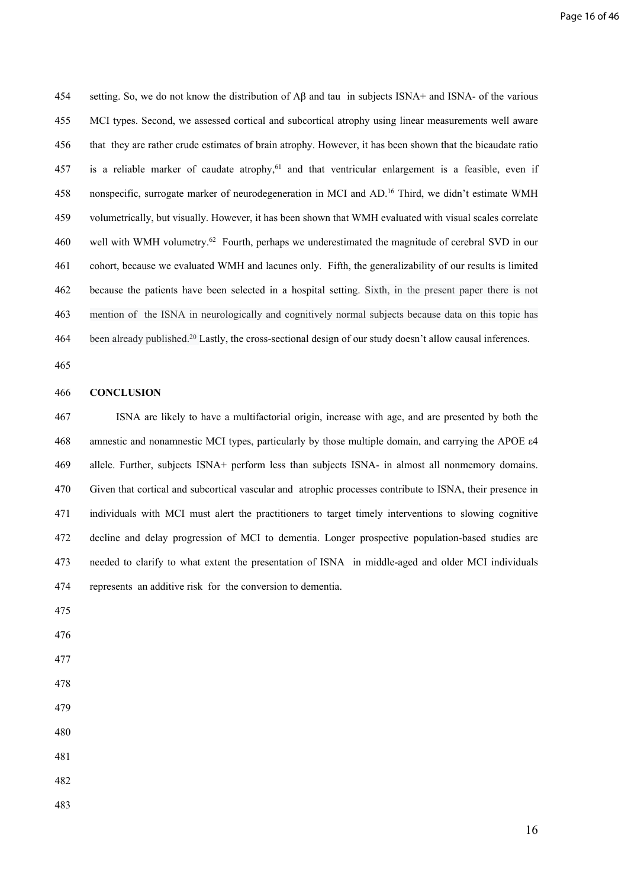setting. So, we do not know the distribution of Aβ and tau in subjects ISNA+ and ISNA- of the various MCI types. Second, we assessed cortical and subcortical atrophy using linear measurements well aware that they are rather crude estimates of brain atrophy. However, it has been shown that the bicaudate ratio is a reliable marker of caudate atrophy,[61] and that ventricular enlargement is a feasible, even if nonspecific, surrogate marker of neurodegeneration in MCI and AD.[16] Third, we didn't estimate WMH volumetrically, but visually. However, it has been shown that WMH evaluated with visual scales correlate well with WMH volumetry.[62] Fourth, perhaps we underestimated the magnitude of cerebral SVD in our cohort, because we evaluated WMH and lacunes only. Fifth, the generalizability of our results is limited because the patients have been selected in a hospital setting. Sixth, in the present paper there is not mention of the ISNA in neurologically and cognitively normal subjects because data on this topic has been already published.[20] Lastly, the cross-sectional design of our study doesn't allow causal inferences.

## CONCLUSION

ISNA are likely to have a multifactorial origin, increase with age, and are presented by both the amnestic and nonamnestic MCI types, particularly by those multiple domain, and carrying the APOE ε4 allele. Further, subjects ISNA+ perform less than subjects ISNA- in almost all nonmemory domains. Given that cortical and subcortical vascular and atrophic processes contribute to ISNA, their presence in individuals with MCI must alert the practitioners to target timely interventions to slowing cognitive decline and delay progression of MCI to dementia. Longer prospective population-based studies are needed to clarify to what extent the presentation of ISNA in middle-aged and older MCI individuals represents an additive risk for the conversion to dementia.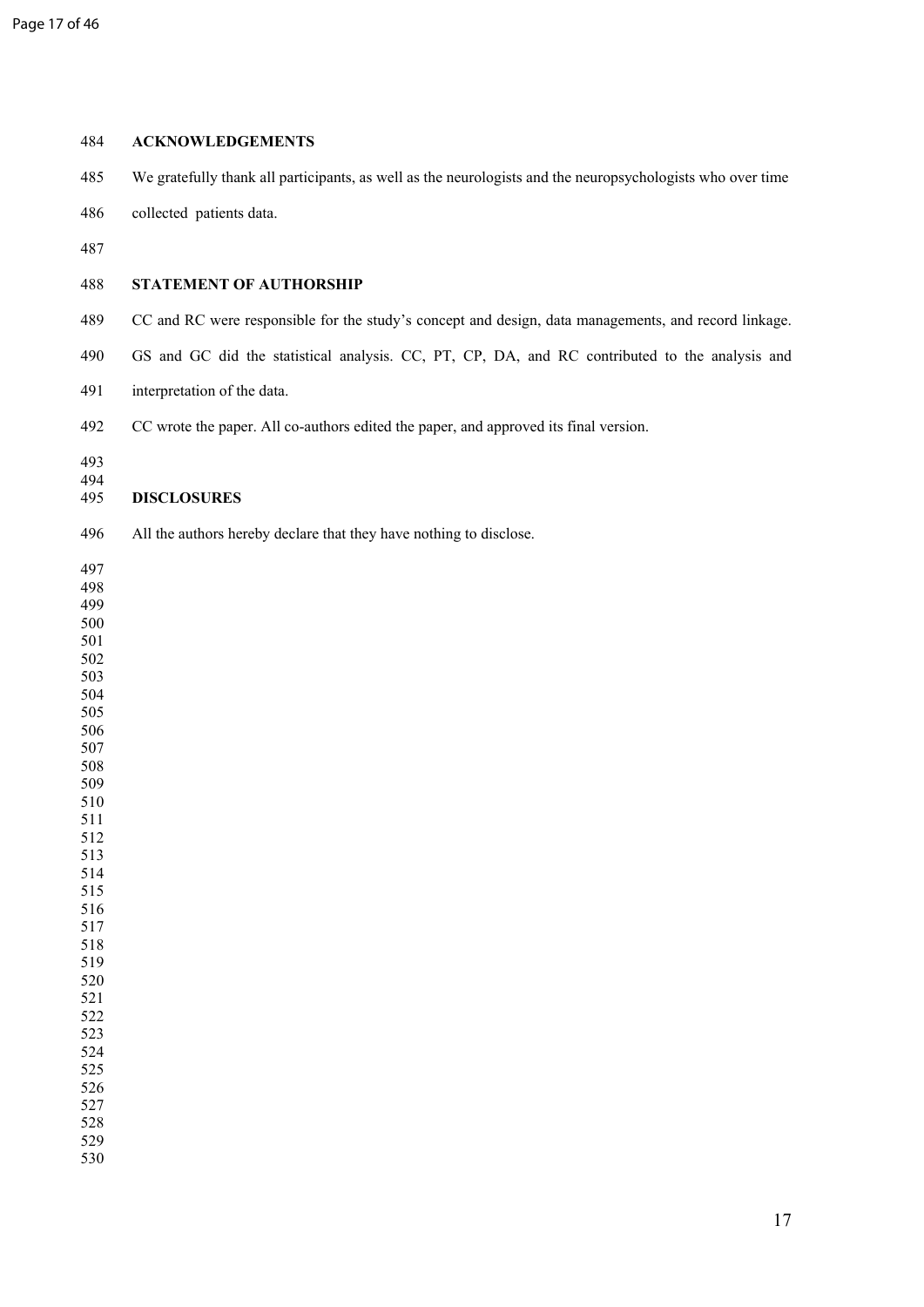## ACKNOWLEDGEMENTS

We gratefully thank all participants, as well as the neurologists and the neuropsychologists who over time collected patients data.

## STATEMENT OF AUTHORSHIP

CC and RC were responsible for the study's concept and design, data managements, and record linkage. GS and GC did the statistical analysis. CC, PT, CP, DA, and RC contributed to the analysis and interpretation of the data.

CC wrote the paper. All co-authors edited the paper, and approved its final version.

## DISCLOSURES

All the authors hereby declare that they have nothing to disclose.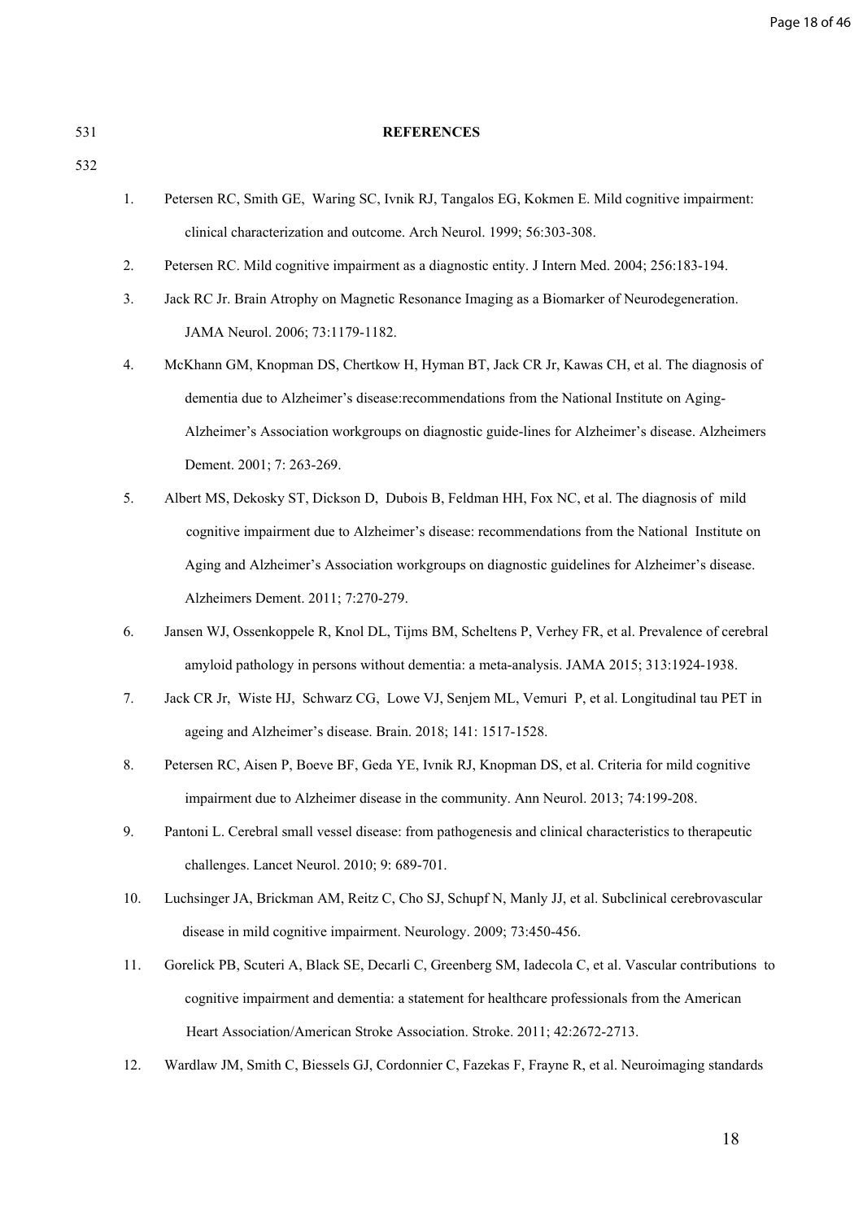## REFERENCES

1. Petersen RC, Smith GE, Waring SC, Ivnik RJ, Tangalos EG, Kokmen E. Mild cognitive impairment: clinical characterization and outcome. Arch Neurol. 1999; 56:303-308.
2. Petersen RC. Mild cognitive impairment as a diagnostic entity. J Intern Med. 2004; 256:183-194.
3. Jack RC Jr. Brain Atrophy on Magnetic Resonance Imaging as a Biomarker of Neurodegeneration. JAMA Neurol. 2006; 73:1179-1182.
4. McKhann GM, Knopman DS, Chertkow H, Hyman BT, Jack CR Jr, Kawas CH, et al. The diagnosis of dementia due to Alzheimer's disease:recommendations from the National Institute on Aging-Alzheimer's Association workgroups on diagnostic guide-lines for Alzheimer's disease. Alzheimers Dement. 2001; 7: 263-269.
5. Albert MS, Dekosky ST, Dickson D, Dubois B, Feldman HH, Fox NC, et al. The diagnosis of mild cognitive impairment due to Alzheimer's disease: recommendations from the National Institute on Aging and Alzheimer's Association workgroups on diagnostic guidelines for Alzheimer's disease. Alzheimers Dement. 2011; 7:270-279.
6. Jansen WJ, Ossenkoppele R, Knol DL, Tijms BM, Scheltens P, Verhey FR, et al. Prevalence of cerebral amyloid pathology in persons without dementia: a meta-analysis. JAMA 2015; 313:1924-1938.
7. Jack CR Jr, Wiste HJ, Schwarz CG, Lowe VJ, Senjem ML, Vemuri P, et al. Longitudinal tau PET in ageing and Alzheimer's disease. Brain. 2018; 141: 1517-1528.
8. Petersen RC, Aisen P, Boeve BF, Geda YE, Ivnik RJ, Knopman DS, et al. Criteria for mild cognitive impairment due to Alzheimer disease in the community. Ann Neurol. 2013; 74:199-208.
9. Pantoni L. Cerebral small vessel disease: from pathogenesis and clinical characteristics to therapeutic challenges. Lancet Neurol. 2010; 9: 689-701.
10. Luchsinger JA, Brickman AM, Reitz C, Cho SJ, Schupf N, Manly JJ, et al. Subclinical cerebrovascular disease in mild cognitive impairment. Neurology. 2009; 73:450-456.
11. Gorelick PB, Scuteri A, Black SE, Decarli C, Greenberg SM, Iadecola C, et al. Vascular contributions to cognitive impairment and dementia: a statement for healthcare professionals from the American Heart Association/American Stroke Association. Stroke. 2011; 42:2672-2713.
12. Wardlaw JM, Smith C, Biessels GJ, Cordonnier C, Fazekas F, Frayne R, et al. Neuroimaging standards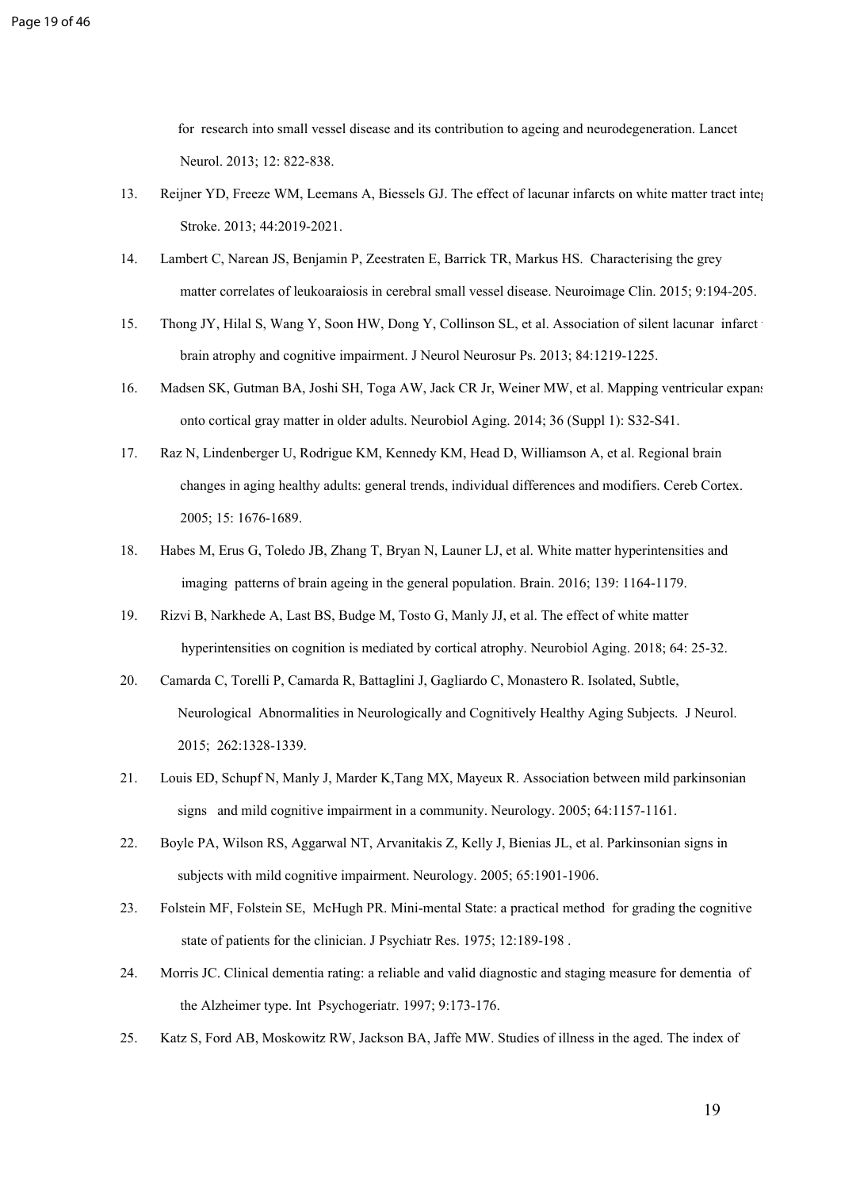for research into small vessel disease and its contribution to ageing and neurodegeneration. Lancet Neurol. 2013; 12: 822-838.

13. Reijner YD, Freeze WM, Leemans A, Biessels GJ. The effect of lacunar infarcts on white matter tract integ Stroke. 2013; 44:2019-2021.
14. Lambert C, Narean JS, Benjamin P, Zeestraten E, Barrick TR, Markus HS. Characterising the grey matter correlates of leukoaraiosis in cerebral small vessel disease. Neuroimage Clin. 2015; 9:194-205.
15. Thong JY, Hilal S, Wang Y, Soon HW, Dong Y, Collinson SL, et al. Association of silent lacunar infarct brain atrophy and cognitive impairment. J Neurol Neurosur Ps. 2013; 84:1219-1225.
16. Madsen SK, Gutman BA, Joshi SH, Toga AW, Jack CR Jr, Weiner MW, et al. Mapping ventricular expans onto cortical gray matter in older adults. Neurobiol Aging. 2014; 36 (Suppl 1): S32-S41.
17. Raz N, Lindenberger U, Rodrigue KM, Kennedy KM, Head D, Williamson A, et al. Regional brain changes in aging healthy adults: general trends, individual differences and modifiers. Cereb Cortex. 2005; 15: 1676-1689.
18. Habes M, Erus G, Toledo JB, Zhang T, Bryan N, Launer LJ, et al. White matter hyperintensities and imaging patterns of brain ageing in the general population. Brain. 2016; 139: 1164-1179.
19. Rizvi B, Narkhede A, Last BS, Budge M, Tosto G, Manly JJ, et al. The effect of white matter hyperintensities on cognition is mediated by cortical atrophy. Neurobiol Aging. 2018; 64: 25-32.
20. Camarda C, Torelli P, Camarda R, Battaglini J, Gagliardo C, Monastero R. Isolated, Subtle, Neurological Abnormalities in Neurologically and Cognitively Healthy Aging Subjects. J Neurol. 2015; 262:1328-1339.
21. Louis ED, Schupf N, Manly J, Marder K,Tang MX, Mayeux R. Association between mild parkinsonian signs and mild cognitive impairment in a community. Neurology. 2005; 64:1157-1161.
22. Boyle PA, Wilson RS, Aggarwal NT, Arvanitakis Z, Kelly J, Bienias JL, et al. Parkinsonian signs in subjects with mild cognitive impairment. Neurology. 2005; 65:1901-1906.
23. Folstein MF, Folstein SE, McHugh PR. Mini-mental State: a practical method for grading the cognitive state of patients for the clinician. J Psychiatr Res. 1975; 12:189-198 .
24. Morris JC. Clinical dementia rating: a reliable and valid diagnostic and staging measure for dementia of the Alzheimer type. Int Psychogeriatr. 1997; 9:173-176.
25. Katz S, Ford AB, Moskowitz RW, Jackson BA, Jaffe MW. Studies of illness in the aged. The index of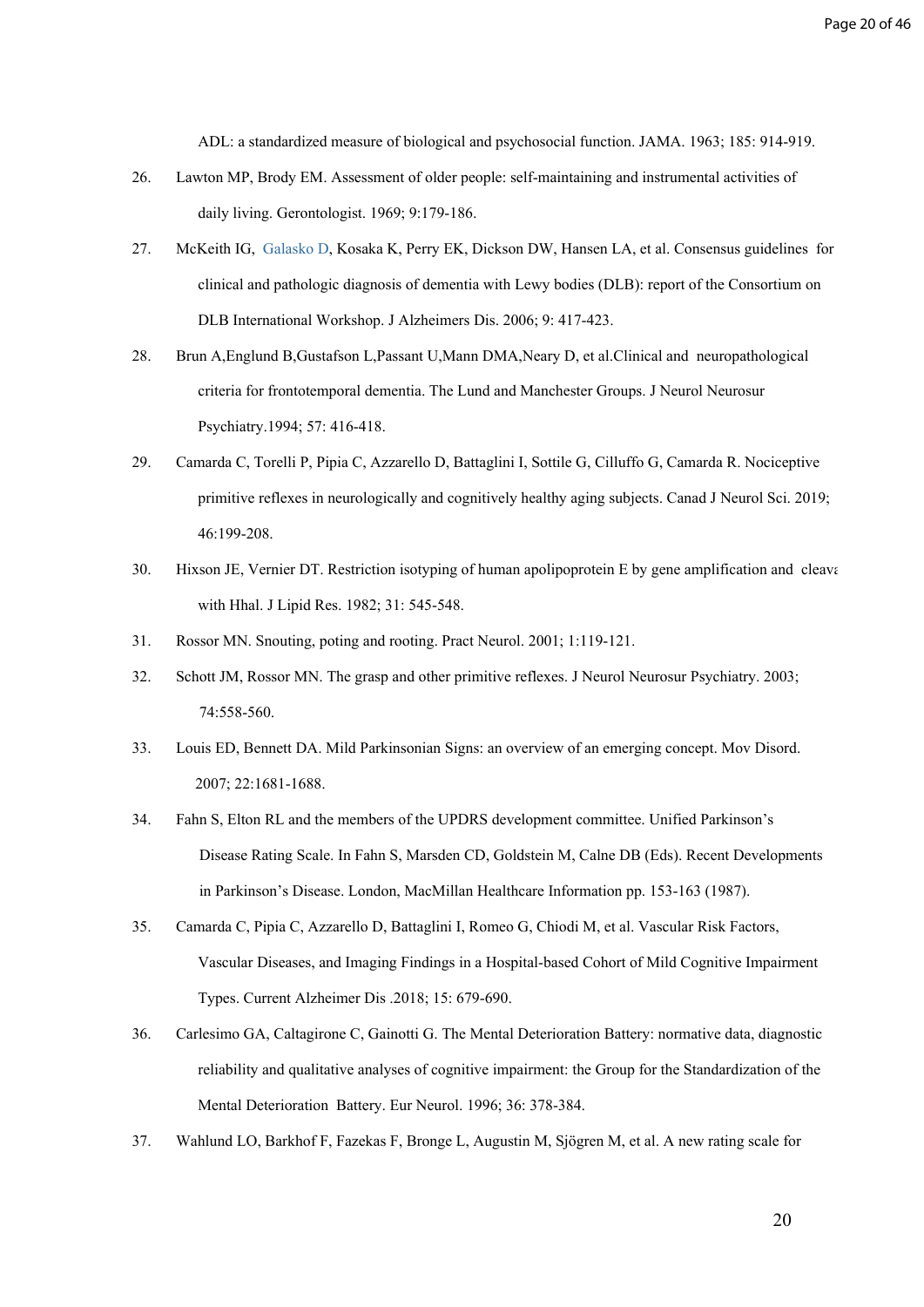ADL: a standardized measure of biological and psychosocial function. JAMA. 1963; 185: 914-919.

26. Lawton MP, Brody EM. Assessment of older people: self-maintaining and instrumental activities of daily living. Gerontologist. 1969; 9:179-186.

27. McKeith IG, Galasko D, Kosaka K, Perry EK, Dickson DW, Hansen LA, et al. Consensus guidelines for clinical and pathologic diagnosis of dementia with Lewy bodies (DLB): report of the Consortium on DLB International Workshop. J Alzheimers Dis. 2006; 9: 417-423.

28. Brun A,Englund B,Gustafson L,Passant U,Mann DMA,Neary D, et al.Clinical and neuropathological criteria for frontotemporal dementia. The Lund and Manchester Groups. J Neurol Neurosur Psychiatry.1994; 57: 416-418.

29. Camarda C, Torelli P, Pipia C, Azzarello D, Battaglini I, Sottile G, Cilluffo G, Camarda R. Nociceptive primitive reflexes in neurologically and cognitively healthy aging subjects. Canad J Neurol Sci. 2019; 46:199-208.

30. Hixson JE, Vernier DT. Restriction isotyping of human apolipoprotein E by gene amplification and cleava with Hhal. J Lipid Res. 1982; 31: 545-548.

31. Rossor MN. Snouting, poting and rooting. Pract Neurol. 2001; 1:119-121.

32. Schott JM, Rossor MN. The grasp and other primitive reflexes. J Neurol Neurosur Psychiatry. 2003; 74:558-560.

33. Louis ED, Bennett DA. Mild Parkinsonian Signs: an overview of an emerging concept. Mov Disord. 2007; 22:1681-1688.

34. Fahn S, Elton RL and the members of the UPDRS development committee. Unified Parkinson's Disease Rating Scale. In Fahn S, Marsden CD, Goldstein M, Calne DB (Eds). Recent Developments in Parkinson's Disease. London, MacMillan Healthcare Information pp. 153-163 (1987).

35. Camarda C, Pipia C, Azzarello D, Battaglini I, Romeo G, Chiodi M, et al. Vascular Risk Factors, Vascular Diseases, and Imaging Findings in a Hospital-based Cohort of Mild Cognitive Impairment Types. Current Alzheimer Dis .2018; 15: 679-690.

36. Carlesimo GA, Caltagirone C, Gainotti G. The Mental Deterioration Battery: normative data, diagnostic reliability and qualitative analyses of cognitive impairment: the Group for the Standardization of the Mental Deterioration Battery. Eur Neurol. 1996; 36: 378-384.

37. Wahlund LO, Barkhof F, Fazekas F, Bronge L, Augustin M, Sjögren M, et al. A new rating scale for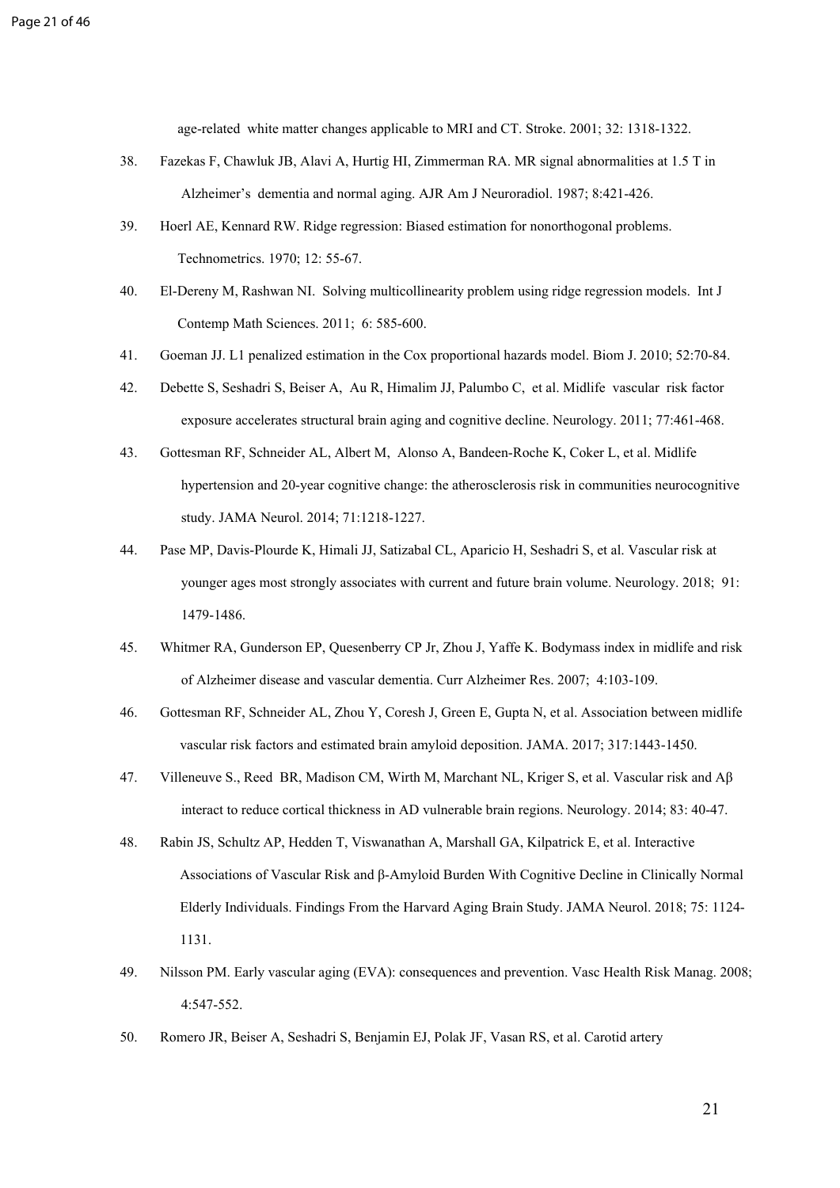age-related white matter changes applicable to MRI and CT. Stroke. 2001; 32: 1318-1322.

38. Fazekas F, Chawluk JB, Alavi A, Hurtig HI, Zimmerman RA. MR signal abnormalities at 1.5 T in Alzheimer's dementia and normal aging. AJR Am J Neuroradiol. 1987; 8:421-426.

39. Hoerl AE, Kennard RW. Ridge regression: Biased estimation for nonorthogonal problems. Technometrics. 1970; 12: 55-67.

40. El-Dereny M, Rashwan NI. Solving multicollinearity problem using ridge regression models. Int J Contemp Math Sciences. 2011; 6: 585-600.

41. Goeman JJ. L1 penalized estimation in the Cox proportional hazards model. Biom J. 2010; 52:70-84.

42. Debette S, Seshadri S, Beiser A, Au R, Himalim JJ, Palumbo C, et al. Midlife vascular risk factor exposure accelerates structural brain aging and cognitive decline. Neurology. 2011; 77:461-468.

43. Gottesman RF, Schneider AL, Albert M, Alonso A, Bandeen-Roche K, Coker L, et al. Midlife hypertension and 20-year cognitive change: the atherosclerosis risk in communities neurocognitive study. JAMA Neurol. 2014; 71:1218-1227.

44. Pase MP, Davis-Plourde K, Himali JJ, Satizabal CL, Aparicio H, Seshadri S, et al. Vascular risk at younger ages most strongly associates with current and future brain volume. Neurology. 2018; 91: 1479-1486.

45. Whitmer RA, Gunderson EP, Quesenberry CP Jr, Zhou J, Yaffe K. Bodymass index in midlife and risk of Alzheimer disease and vascular dementia. Curr Alzheimer Res. 2007; 4:103-109.

46. Gottesman RF, Schneider AL, Zhou Y, Coresh J, Green E, Gupta N, et al. Association between midlife vascular risk factors and estimated brain amyloid deposition. JAMA. 2017; 317:1443-1450.

47. Villeneuve S., Reed BR, Madison CM, Wirth M, Marchant NL, Kriger S, et al. Vascular risk and Aβ interact to reduce cortical thickness in AD vulnerable brain regions. Neurology. 2014; 83: 40-47.

48. Rabin JS, Schultz AP, Hedden T, Viswanathan A, Marshall GA, Kilpatrick E, et al. Interactive Associations of Vascular Risk and β-Amyloid Burden With Cognitive Decline in Clinically Normal Elderly Individuals. Findings From the Harvard Aging Brain Study. JAMA Neurol. 2018; 75: 1124-1131.

49. Nilsson PM. Early vascular aging (EVA): consequences and prevention. Vasc Health Risk Manag. 2008; 4:547-552.

50. Romero JR, Beiser A, Seshadri S, Benjamin EJ, Polak JF, Vasan RS, et al. Carotid artery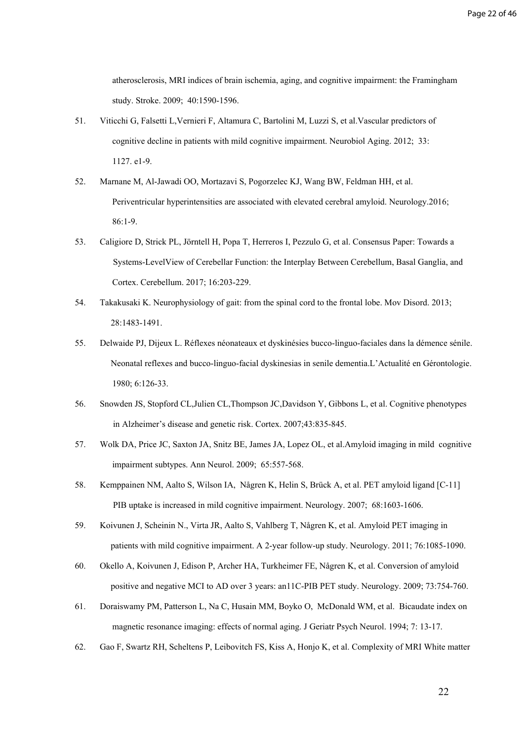atherosclerosis, MRI indices of brain ischemia, aging, and cognitive impairment: the Framingham study. Stroke. 2009; 40:1590-1596.

51. Viticchi G, Falsetti L,Vernieri F, Altamura C, Bartolini M, Luzzi S, et al.Vascular predictors of cognitive decline in patients with mild cognitive impairment. Neurobiol Aging. 2012; 33: 1127. e1-9.

52. Marnane M, Al-Jawadi OO, Mortazavi S, Pogorzelec KJ, Wang BW, Feldman HH, et al. Periventricular hyperintensities are associated with elevated cerebral amyloid. Neurology.2016; 86:1-9.

53. Caligiore D, Strick PL, Jörntell H, Popa T, Herreros I, Pezzulo G, et al. Consensus Paper: Towards a Systems-LevelView of Cerebellar Function: the Interplay Between Cerebellum, Basal Ganglia, and Cortex. Cerebellum. 2017; 16:203-229.

54. Takakusaki K. Neurophysiology of gait: from the spinal cord to the frontal lobe. Mov Disord. 2013; 28:1483-1491.

55. Delwaide PJ, Dijeux L. Réflexes néonateaux et dyskinésies bucco-linguo-faciales dans la démence sénile. Neonatal reflexes and bucco-linguo-facial dyskinesias in senile dementia.L'Actualité en Gérontologie. 1980; 6:126-33.

56. Snowden JS, Stopford CL,Julien CL,Thompson JC,Davidson Y, Gibbons L, et al. Cognitive phenotypes in Alzheimer's disease and genetic risk. Cortex. 2007;43:835-845.

57. Wolk DA, Price JC, Saxton JA, Snitz BE, James JA, Lopez OL, et al.Amyloid imaging in mild cognitive impairment subtypes. Ann Neurol. 2009; 65:557-568.

58. Kemppainen NM, Aalto S, Wilson IA, Någren K, Helin S, Brück A, et al. PET amyloid ligand [C-11] PIB uptake is increased in mild cognitive impairment. Neurology. 2007; 68:1603-1606.

59. Koivunen J, Scheinin N., Virta JR, Aalto S, Vahlberg T, Någren K, et al. Amyloid PET imaging in patients with mild cognitive impairment. A 2-year follow-up study. Neurology. 2011; 76:1085-1090.

60. Okello A, Koivunen J, Edison P, Archer HA, Turkheimer FE, Någren K, et al. Conversion of amyloid positive and negative MCI to AD over 3 years: an11C-PIB PET study. Neurology. 2009; 73:754-760.

61. Doraiswamy PM, Patterson L, Na C, Husain MM, Boyko O, McDonald WM, et al. Bicaudate index on magnetic resonance imaging: effects of normal aging. J Geriatr Psych Neurol. 1994; 7: 13-17.

62. Gao F, Swartz RH, Scheltens P, Leibovitch FS, Kiss A, Honjo K, et al. Complexity of MRI White matter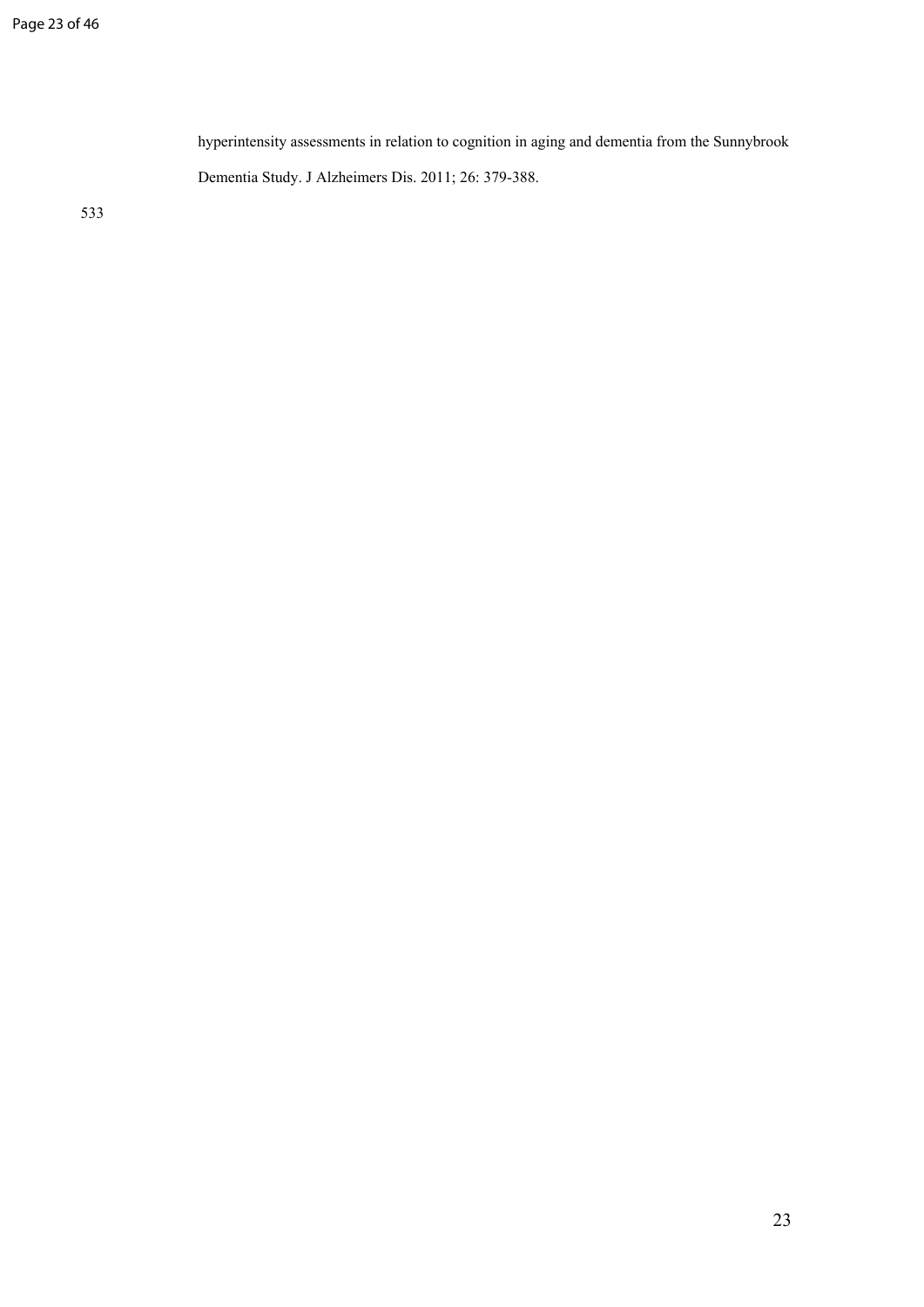hyperintensity assessments in relation to cognition in aging and dementia from the Sunnybrook Dementia Study. J Alzheimers Dis. 2011; 26: 379-388.

533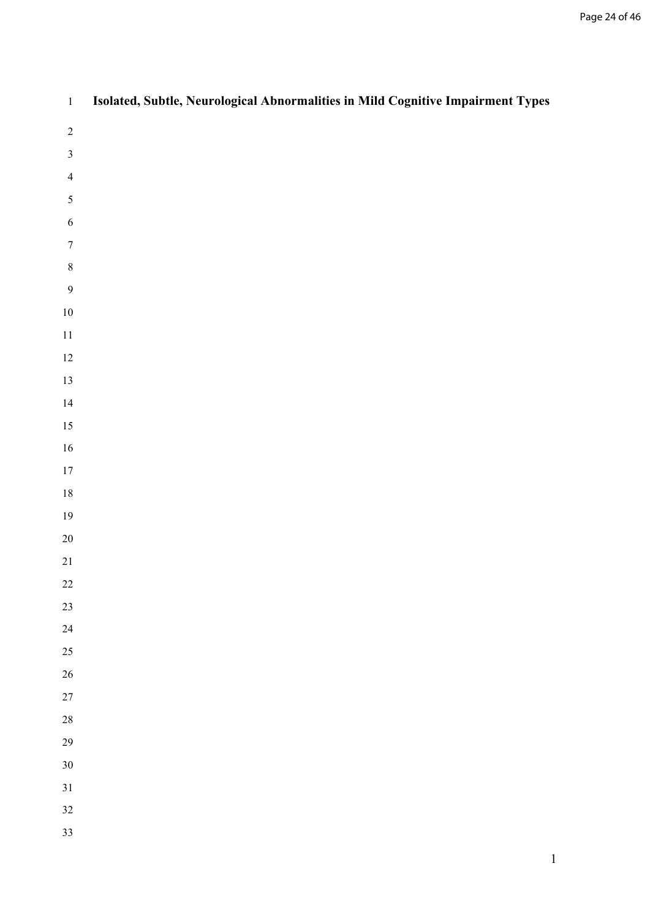# Isolated, Subtle, Neurological Abnormalities in Mild Cognitive Impairment Types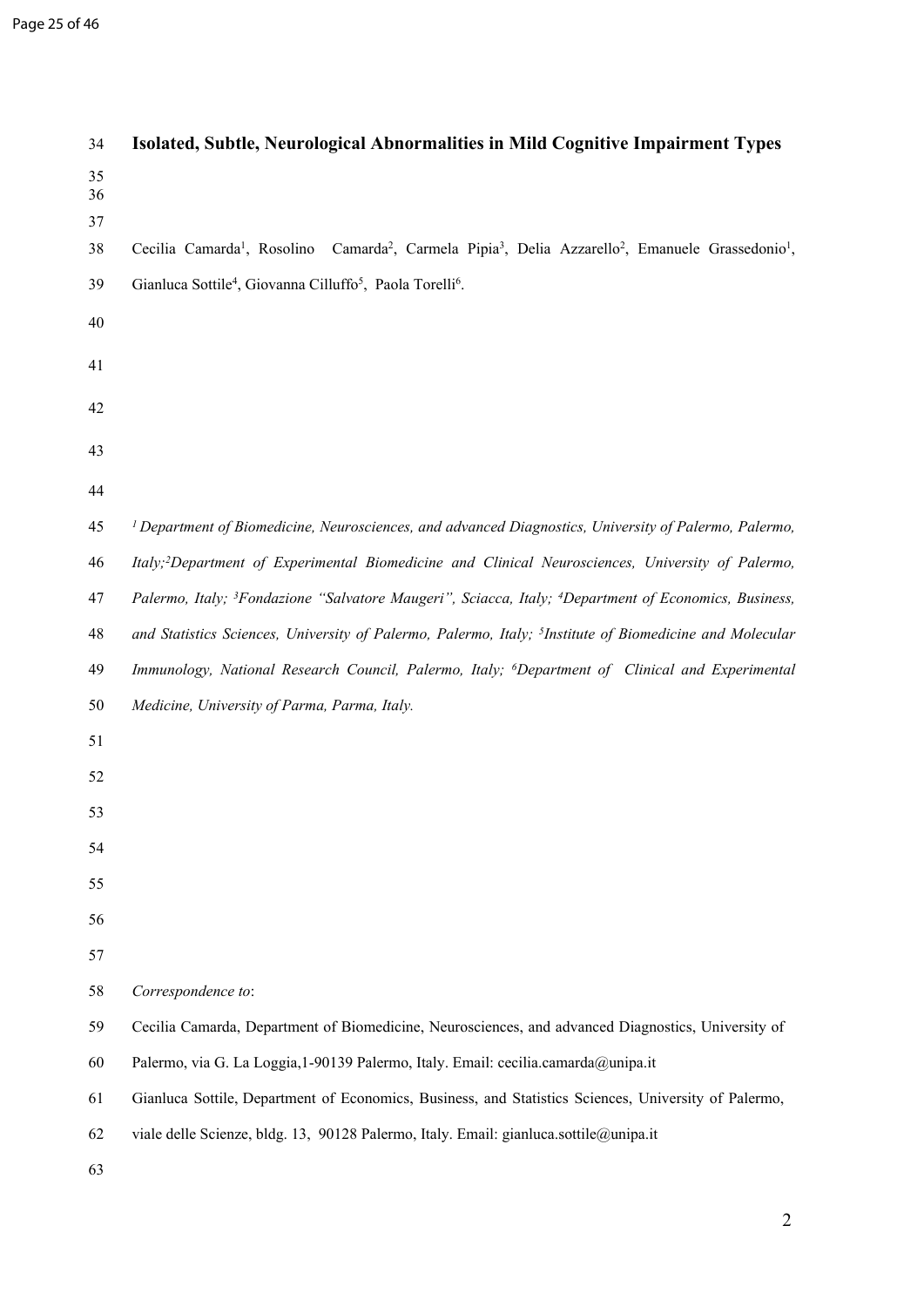# Isolated, Subtle, Neurological Abnormalities in Mild Cognitive Impairment Types

Cecilia Camarda[1], Rosolino Camarda[2], Carmela Pipia[3], Delia Azzarello[2], Emanuele Grassedonio[1], Gianluca Sottile[4], Giovanna Cilluffo[5], Paola Torelli[6].

*[1] Department of Biomedicine, Neurosciences, and advanced Diagnostics, University of Palermo, Palermo, Italy; [2] Department of Experimental Biomedicine and Clinical Neurosciences, University of Palermo, Palermo, Italy; [3] Fondazione "Salvatore Maugeri", Sciacca, Italy; [4] Department of Economics, Business, and Statistics Sciences, University of Palermo, Palermo, Italy; [5] Institute of Biomedicine and Molecular Immunology, National Research Council, Palermo, Italy; [6] Department of Clinical and Experimental Medicine, University of Parma, Parma, Italy.*

*Correspondence to*:

Cecilia Camarda, Department of Biomedicine, Neurosciences, and advanced Diagnostics, University of Palermo, via G. La Loggia,1-90139 Palermo, Italy. Email: cecilia.camarda@unipa.it

Gianluca Sottile, Department of Economics, Business, and Statistics Sciences, University of Palermo, viale delle Scienze, bldg. 13, 90128 Palermo, Italy. Email: gianluca.sottile@unipa.it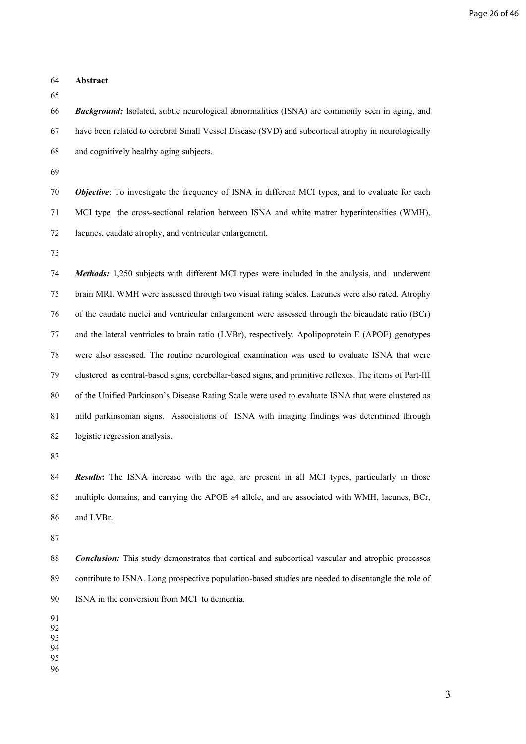## Abstract

***Background:*** Isolated, subtle neurological abnormalities (ISNA) are commonly seen in aging, and have been related to cerebral Small Vessel Disease (SVD) and subcortical atrophy in neurologically and cognitively healthy aging subjects.

***Objective***: To investigate the frequency of ISNA in different MCI types, and to evaluate for each MCI type the cross-sectional relation between ISNA and white matter hyperintensities (WMH), lacunes, caudate atrophy, and ventricular enlargement.

***Methods:*** 1,250 subjects with different MCI types were included in the analysis, and underwent brain MRI. WMH were assessed through two visual rating scales. Lacunes were also rated. Atrophy of the caudate nuclei and ventricular enlargement were assessed through the bicaudate ratio (BCr) and the lateral ventricles to brain ratio (LVBr), respectively. Apolipoprotein E (APOE) genotypes were also assessed. The routine neurological examination was used to evaluate ISNA that were clustered as central-based signs, cerebellar-based signs, and primitive reflexes. The items of Part-III of the Unified Parkinson's Disease Rating Scale were used to evaluate ISNA that were clustered as mild parkinsonian signs. Associations of ISNA with imaging findings was determined through logistic regression analysis.

***Results*****:** The ISNA increase with the age, are present in all MCI types, particularly in those multiple domains, and carrying the APOE ε4 allele, and are associated with WMH, lacunes, BCr, and LVBr.

***Conclusion:*** This study demonstrates that cortical and subcortical vascular and atrophic processes contribute to ISNA. Long prospective population-based studies are needed to disentangle the role of ISNA in the conversion from MCI to dementia.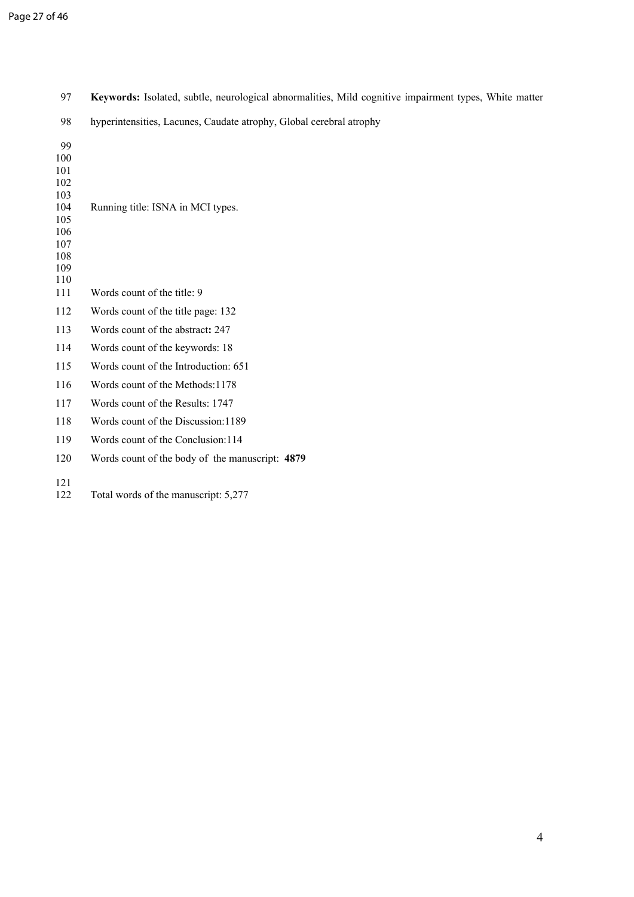**Keywords:** Isolated, subtle, neurological abnormalities, Mild cognitive impairment types, White matter hyperintensities, Lacunes, Caudate atrophy, Global cerebral atrophy

Running title: ISNA in MCI types.

Words count of the title: 9

Words count of the title page: 132

Words count of the abstract**:** 247

Words count of the keywords: 18

Words count of the Introduction: 651

Words count of the Methods:1178

Words count of the Results: 1747

Words count of the Discussion:1189

Words count of the Conclusion:114

Words count of the body of the manuscript: **4879**

Total words of the manuscript: 5,277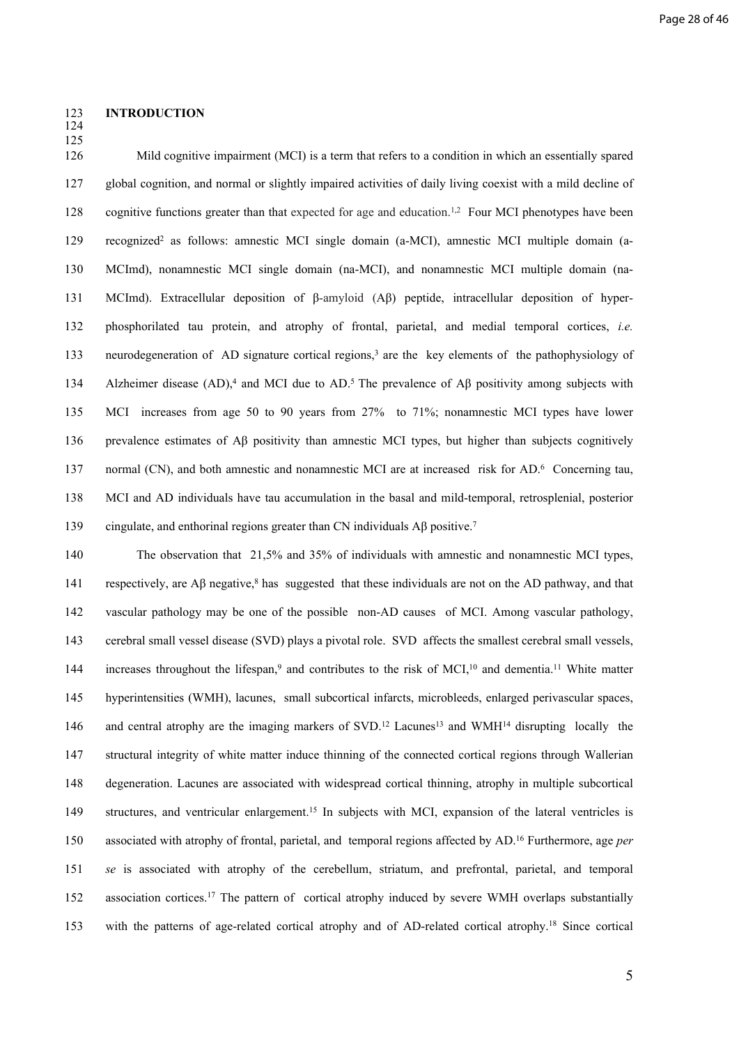# INTRODUCTION

Mild cognitive impairment (MCI) is a term that refers to a condition in which an essentially spared global cognition, and normal or slightly impaired activities of daily living coexist with a mild decline of cognitive functions greater than that expected for age and education.[1,2] Four MCI phenotypes have been recognized[2] as follows: amnestic MCI single domain (a-MCI), amnestic MCI multiple domain (a-MCImd), nonamnestic MCI single domain (na-MCI), and nonamnestic MCI multiple domain (na-MCImd). Extracellular deposition of β-amyloid (Aβ) peptide, intracellular deposition of hyper-phosphorilated tau protein, and atrophy of frontal, parietal, and medial temporal cortices, *i.e.* neurodegeneration of AD signature cortical regions,[3] are the key elements of the pathophysiology of Alzheimer disease (AD),[4] and MCI due to AD.[5] The prevalence of Aβ positivity among subjects with MCI increases from age 50 to 90 years from 27% to 71%; nonamnestic MCI types have lower prevalence estimates of Aβ positivity than amnestic MCI types, but higher than subjects cognitively normal (CN), and both amnestic and nonamnestic MCI are at increased risk for AD.[6] Concerning tau, MCI and AD individuals have tau accumulation in the basal and mild-temporal, retrosplenial, posterior cingulate, and enthorinal regions greater than CN individuals Aβ positive.[7]

The observation that 21,5% and 35% of individuals with amnestic and nonamnestic MCI types, respectively, are Aβ negative,[8] has suggested that these individuals are not on the AD pathway, and that vascular pathology may be one of the possible non-AD causes of MCI. Among vascular pathology, cerebral small vessel disease (SVD) plays a pivotal role. SVD affects the smallest cerebral small vessels, increases throughout the lifespan,[9] and contributes to the risk of MCI,[10] and dementia.[11] White matter hyperintensities (WMH), lacunes, small subcortical infarcts, microbleeds, enlarged perivascular spaces, and central atrophy are the imaging markers of SVD.[12] Lacunes[13] and WMH[14] disrupting locally the structural integrity of white matter induce thinning of the connected cortical regions through Wallerian degeneration. Lacunes are associated with widespread cortical thinning, atrophy in multiple subcortical structures, and ventricular enlargement.[15] In subjects with MCI, expansion of the lateral ventricles is associated with atrophy of frontal, parietal, and temporal regions affected by AD.[16] Furthermore, age *per se* is associated with atrophy of the cerebellum, striatum, and prefrontal, parietal, and temporal association cortices.[17] The pattern of cortical atrophy induced by severe WMH overlaps substantially with the patterns of age-related cortical atrophy and of AD-related cortical atrophy.[18] Since cortical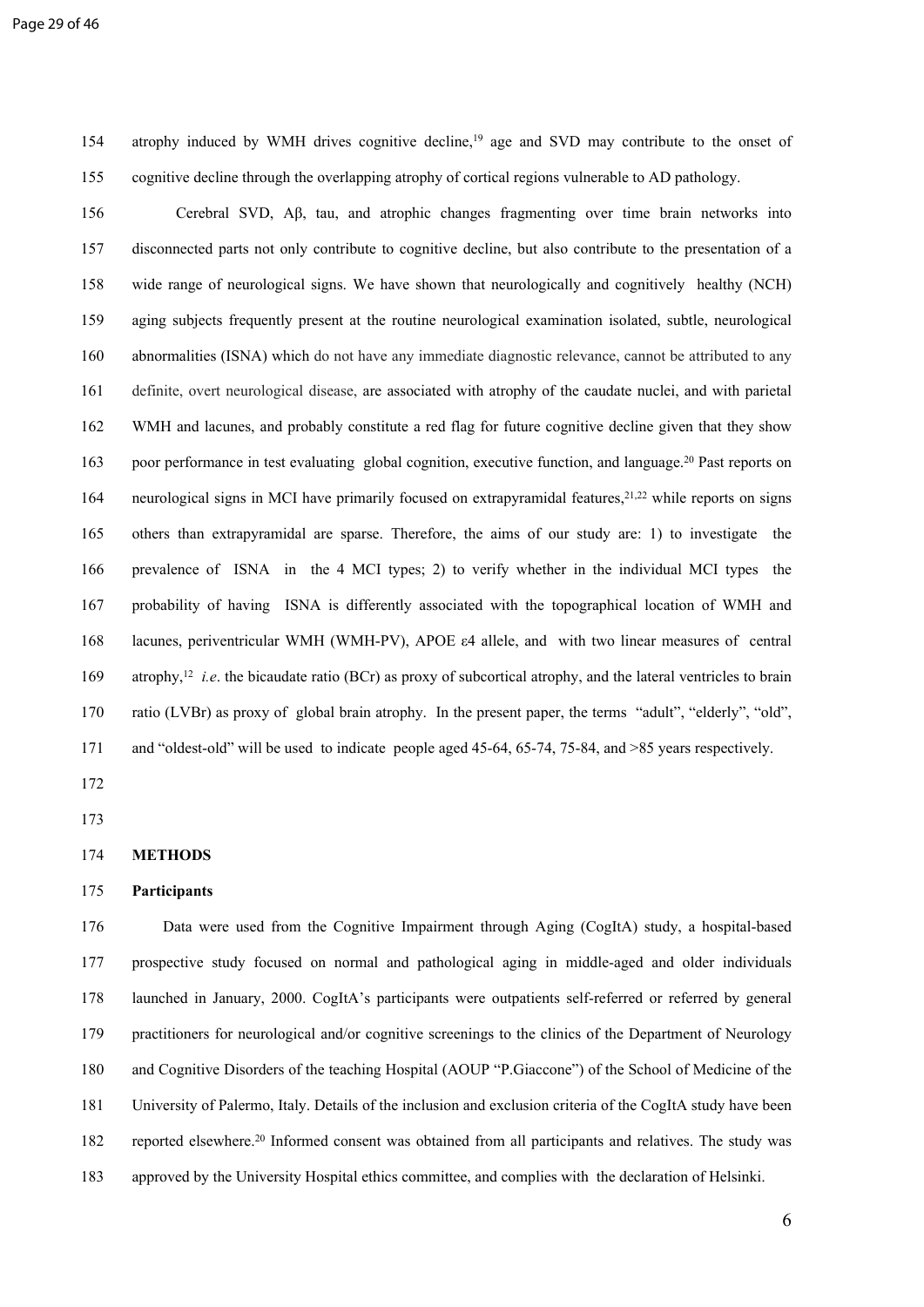atrophy induced by WMH drives cognitive decline,[19] age and SVD may contribute to the onset of cognitive decline through the overlapping atrophy of cortical regions vulnerable to AD pathology.

Cerebral SVD, Aβ, tau, and atrophic changes fragmenting over time brain networks into disconnected parts not only contribute to cognitive decline, but also contribute to the presentation of a wide range of neurological signs. We have shown that neurologically and cognitively healthy (NCH) aging subjects frequently present at the routine neurological examination isolated, subtle, neurological abnormalities (ISNA) which do not have any immediate diagnostic relevance, cannot be attributed to any definite, overt neurological disease, are associated with atrophy of the caudate nuclei, and with parietal WMH and lacunes, and probably constitute a red flag for future cognitive decline given that they show poor performance in test evaluating global cognition, executive function, and language.[20] Past reports on neurological signs in MCI have primarily focused on extrapyramidal features,[21,22] while reports on signs others than extrapyramidal are sparse. Therefore, the aims of our study are: 1) to investigate the prevalence of ISNA in the 4 MCI types; 2) to verify whether in the individual MCI types the probability of having ISNA is differently associated with the topographical location of WMH and lacunes, periventricular WMH (WMH-PV), APOE ε4 allele, and with two linear measures of central atrophy,[12] *i.e*. the bicaudate ratio (BCr) as proxy of subcortical atrophy, and the lateral ventricles to brain ratio (LVBr) as proxy of global brain atrophy. In the present paper, the terms "adult", "elderly", "old", and "oldest-old" will be used to indicate people aged 45-64, 65-74, 75-84, and >85 years respectively.

## METHODS

### Participants

Data were used from the Cognitive Impairment through Aging (CogItA) study, a hospital-based prospective study focused on normal and pathological aging in middle-aged and older individuals launched in January, 2000. CogItA's participants were outpatients self-referred or referred by general practitioners for neurological and/or cognitive screenings to the clinics of the Department of Neurology and Cognitive Disorders of the teaching Hospital (AOUP "P.Giaccone") of the School of Medicine of the University of Palermo, Italy. Details of the inclusion and exclusion criteria of the CogItA study have been reported elsewhere.[20] Informed consent was obtained from all participants and relatives. The study was approved by the University Hospital ethics committee, and complies with the declaration of Helsinki.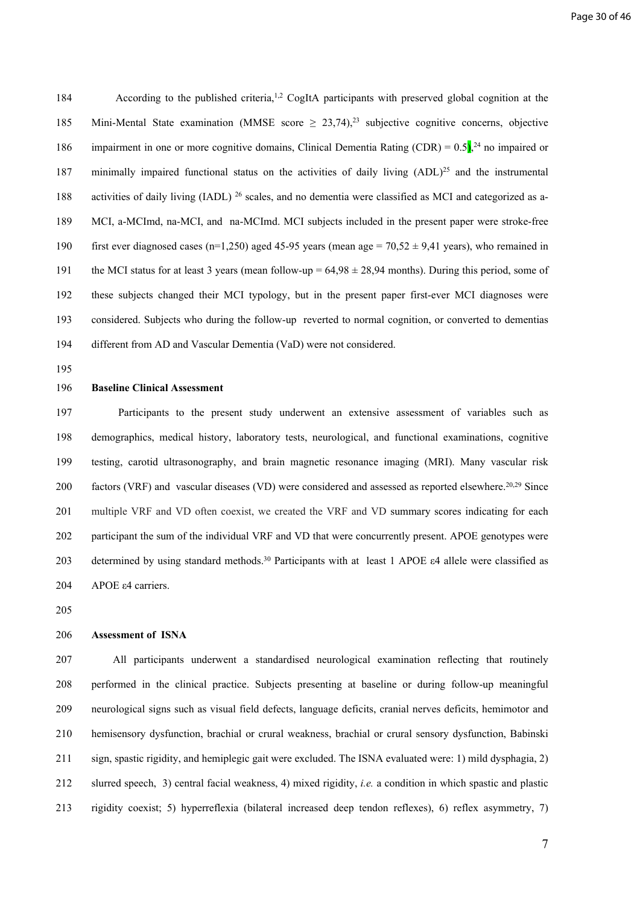According to the published criteria,[1,2] CogItA participants with preserved global cognition at the Mini-Mental State examination (MMSE score ≥ 23,74),[23] subjective cognitive concerns, objective impairment in one or more cognitive domains, Clinical Dementia Rating (CDR) = 0.5),[24] no impaired or minimally impaired functional status on the activities of daily living (ADL)[25] and the instrumental activities of daily living (IADL) [26] scales, and no dementia were classified as MCI and categorized as a-MCI, a-MCImd, na-MCI, and na-MCImd. MCI subjects included in the present paper were stroke-free first ever diagnosed cases (n=1,250) aged 45-95 years (mean age = 70,52 ± 9,41 years), who remained in the MCI status for at least 3 years (mean follow-up = 64,98 ± 28,94 months). During this period, some of these subjects changed their MCI typology, but in the present paper first-ever MCI diagnoses were considered. Subjects who during the follow-up reverted to normal cognition, or converted to dementias different from AD and Vascular Dementia (VaD) were not considered.

**Baseline Clinical Assessment**

Participants to the present study underwent an extensive assessment of variables such as demographics, medical history, laboratory tests, neurological, and functional examinations, cognitive testing, carotid ultrasonography, and brain magnetic resonance imaging (MRI). Many vascular risk factors (VRF) and vascular diseases (VD) were considered and assessed as reported elsewhere.[20,29] Since multiple VRF and VD often coexist, we created the VRF and VD summary scores indicating for each participant the sum of the individual VRF and VD that were concurrently present. APOE genotypes were determined by using standard methods.[30] Participants with at least 1 APOE ε4 allele were classified as APOE ε4 carriers.

**Assessment of ISNA**

All participants underwent a standardised neurological examination reflecting that routinely performed in the clinical practice. Subjects presenting at baseline or during follow-up meaningful neurological signs such as visual field defects, language deficits, cranial nerves deficits, hemimotor and hemisensory dysfunction, brachial or crural weakness, brachial or crural sensory dysfunction, Babinski sign, spastic rigidity, and hemiplegic gait were excluded. The ISNA evaluated were: 1) mild dysphagia, 2) slurred speech, 3) central facial weakness, 4) mixed rigidity, *i.e.* a condition in which spastic and plastic rigidity coexist; 5) hyperreflexia (bilateral increased deep tendon reflexes), 6) reflex asymmetry, 7)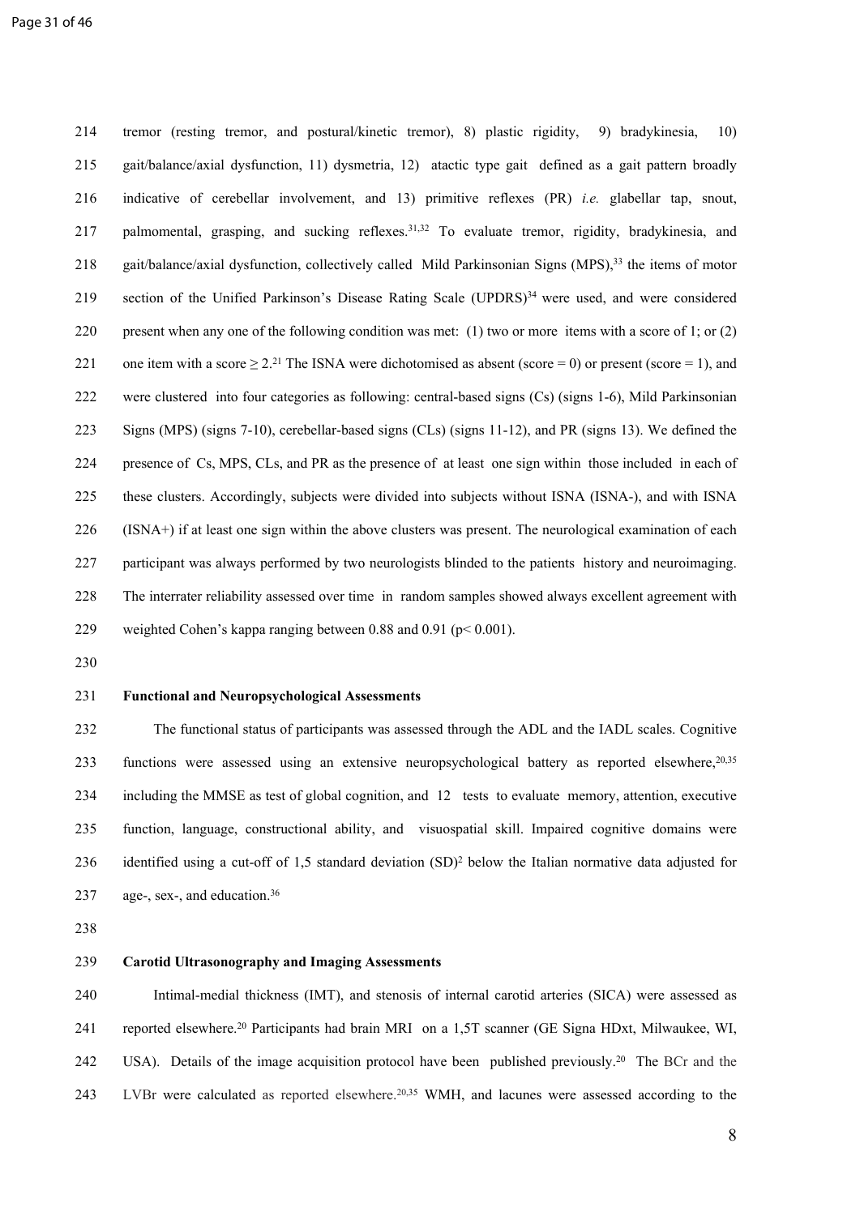tremor (resting tremor, and postural/kinetic tremor), 8) plastic rigidity, 9) bradykinesia, 10) gait/balance/axial dysfunction, 11) dysmetria, 12) atactic type gait defined as a gait pattern broadly indicative of cerebellar involvement, and 13) primitive reflexes (PR) *i.e.* glabellar tap, snout, palmomental, grasping, and sucking reflexes.[31,32] To evaluate tremor, rigidity, bradykinesia, and gait/balance/axial dysfunction, collectively called Mild Parkinsonian Signs (MPS),[33] the items of motor section of the Unified Parkinson's Disease Rating Scale (UPDRS)[34] were used, and were considered present when any one of the following condition was met: (1) two or more items with a score of 1; or (2) one item with a score ≥ 2.[21] The ISNA were dichotomised as absent (score = 0) or present (score = 1), and were clustered into four categories as following: central-based signs (Cs) (signs 1-6), Mild Parkinsonian Signs (MPS) (signs 7-10), cerebellar-based signs (CLs) (signs 11-12), and PR (signs 13). We defined the presence of Cs, MPS, CLs, and PR as the presence of at least one sign within those included in each of these clusters. Accordingly, subjects were divided into subjects without ISNA (ISNA-), and with ISNA (ISNA+) if at least one sign within the above clusters was present. The neurological examination of each participant was always performed by two neurologists blinded to the patients history and neuroimaging. The interrater reliability assessed over time in random samples showed always excellent agreement with weighted Cohen's kappa ranging between 0.88 and 0.91 ($p < 0.001$).

**Functional and Neuropsychological Assessments**

The functional status of participants was assessed through the ADL and the IADL scales. Cognitive functions were assessed using an extensive neuropsychological battery as reported elsewhere,[20,35] including the MMSE as test of global cognition, and 12 tests to evaluate memory, attention, executive function, language, constructional ability, and visuospatial skill. Impaired cognitive domains were identified using a cut-off of 1,5 standard deviation (SD)[2] below the Italian normative data adjusted for age-, sex-, and education.[36]

**Carotid Ultrasonography and Imaging Assessments**

Intimal-medial thickness (IMT), and stenosis of internal carotid arteries (SICA) were assessed as reported elsewhere.[20] Participants had brain MRI on a 1,5T scanner (GE Signa HDxt, Milwaukee, WI, USA). Details of the image acquisition protocol have been published previously.[20] The BCr and the LVBr were calculated as reported elsewhere.[20,35] WMH, and lacunes were assessed according to the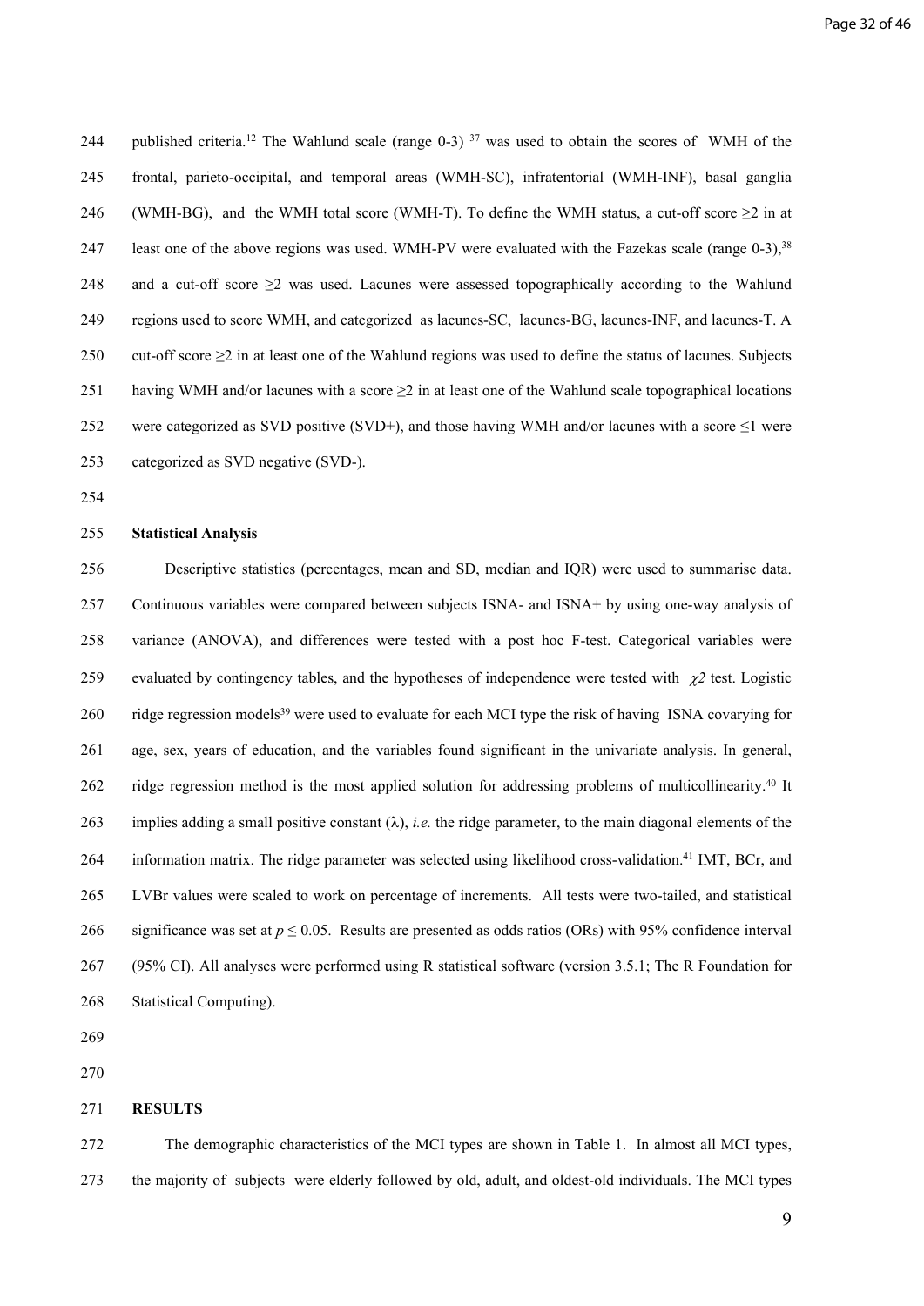published criteria.[12] The Wahlund scale (range 0-3) [37] was used to obtain the scores of WMH of the frontal, parieto-occipital, and temporal areas (WMH-SC), infratentorial (WMH-INF), basal ganglia (WMH-BG), and the WMH total score (WMH-T). To define the WMH status, a cut-off score ≥2 in at least one of the above regions was used. WMH-PV were evaluated with the Fazekas scale (range 0-3),[38] and a cut-off score ≥2 was used. Lacunes were assessed topographically according to the Wahlund regions used to score WMH, and categorized as lacunes-SC, lacunes-BG, lacunes-INF, and lacunes-T. A cut-off score ≥2 in at least one of the Wahlund regions was used to define the status of lacunes. Subjects having WMH and/or lacunes with a score ≥2 in at least one of the Wahlund scale topographical locations were categorized as SVD positive (SVD+), and those having WMH and/or lacunes with a score ≤1 were categorized as SVD negative (SVD-).

**Statistical Analysis**

Descriptive statistics (percentages, mean and SD, median and IQR) were used to summarise data. Continuous variables were compared between subjects ISNA- and ISNA+ by using one-way analysis of variance (ANOVA), and differences were tested with a post hoc F-test. Categorical variables were evaluated by contingency tables, and the hypotheses of independence were tested with $\chi 2$ test. Logistic ridge regression models[39] were used to evaluate for each MCI type the risk of having ISNA covarying for age, sex, years of education, and the variables found significant in the univariate analysis. In general, ridge regression method is the most applied solution for addressing problems of multicollinearity.[40] It implies adding a small positive constant ($\lambda$), *i.e.* the ridge parameter, to the main diagonal elements of the information matrix. The ridge parameter was selected using likelihood cross-validation.[41] IMT, BCr, and LVBr values were scaled to work on percentage of increments. All tests were two-tailed, and statistical significance was set at $p \leq 0.05$. Results are presented as odds ratios (ORs) with 95% confidence interval (95% CI). All analyses were performed using R statistical software (version 3.5.1; The R Foundation for Statistical Computing).

**RESULTS**

The demographic characteristics of the MCI types are shown in Table 1. In almost all MCI types, the majority of subjects were elderly followed by old, adult, and oldest-old individuals. The MCI types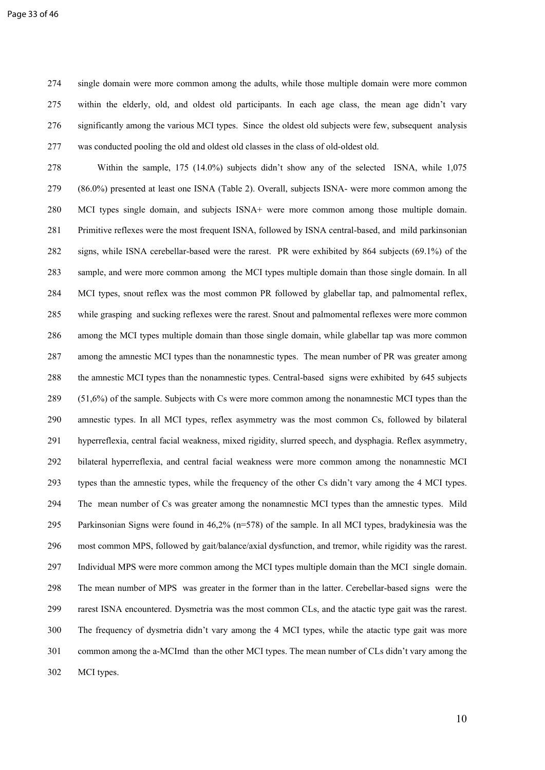single domain were more common among the adults, while those multiple domain were more common within the elderly, old, and oldest old participants. In each age class, the mean age didn't vary significantly among the various MCI types. Since the oldest old subjects were few, subsequent analysis was conducted pooling the old and oldest old classes in the class of old-oldest old.

Within the sample, 175 (14.0%) subjects didn't show any of the selected ISNA, while 1,075 (86.0%) presented at least one ISNA (Table 2). Overall, subjects ISNA- were more common among the MCI types single domain, and subjects ISNA+ were more common among those multiple domain. Primitive reflexes were the most frequent ISNA, followed by ISNA central-based, and mild parkinsonian signs, while ISNA cerebellar-based were the rarest. PR were exhibited by 864 subjects (69.1%) of the sample, and were more common among the MCI types multiple domain than those single domain. In all MCI types, snout reflex was the most common PR followed by glabellar tap, and palmomental reflex, while grasping and sucking reflexes were the rarest. Snout and palmomental reflexes were more common among the MCI types multiple domain than those single domain, while glabellar tap was more common among the amnestic MCI types than the nonamnestic types. The mean number of PR was greater among the amnestic MCI types than the nonamnestic types. Central-based signs were exhibited by 645 subjects (51,6%) of the sample. Subjects with Cs were more common among the nonamnestic MCI types than the amnestic types. In all MCI types, reflex asymmetry was the most common Cs, followed by bilateral hyperreflexia, central facial weakness, mixed rigidity, slurred speech, and dysphagia. Reflex asymmetry, bilateral hyperreflexia, and central facial weakness were more common among the nonamnestic MCI types than the amnestic types, while the frequency of the other Cs didn't vary among the 4 MCI types. The mean number of Cs was greater among the nonamnestic MCI types than the amnestic types. Mild Parkinsonian Signs were found in 46,2% (n=578) of the sample. In all MCI types, bradykinesia was the most common MPS, followed by gait/balance/axial dysfunction, and tremor, while rigidity was the rarest. Individual MPS were more common among the MCI types multiple domain than the MCI single domain. The mean number of MPS was greater in the former than in the latter. Cerebellar-based signs were the rarest ISNA encountered. Dysmetria was the most common CLs, and the atactic type gait was the rarest. The frequency of dysmetria didn't vary among the 4 MCI types, while the atactic type gait was more common among the a-MCImd than the other MCI types. The mean number of CLs didn't vary among the MCI types.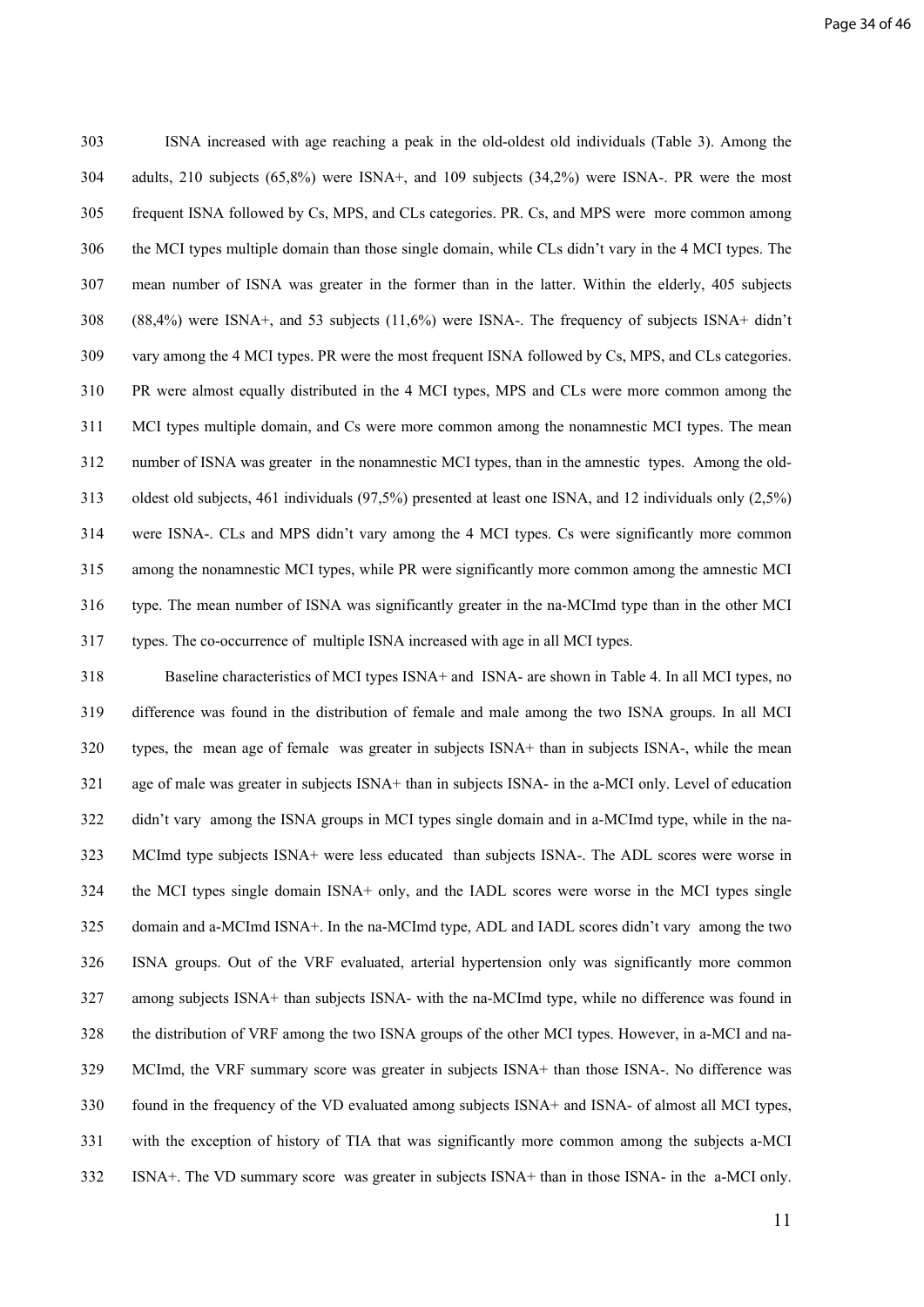ISNA increased with age reaching a peak in the old-oldest old individuals (Table 3). Among the adults, 210 subjects (65,8%) were ISNA+, and 109 subjects (34,2%) were ISNA-. PR were the most frequent ISNA followed by Cs, MPS, and CLs categories. PR. Cs, and MPS were more common among the MCI types multiple domain than those single domain, while CLs didn't vary in the 4 MCI types. The mean number of ISNA was greater in the former than in the latter. Within the elderly, 405 subjects (88,4%) were ISNA+, and 53 subjects (11,6%) were ISNA-. The frequency of subjects ISNA+ didn't vary among the 4 MCI types. PR were the most frequent ISNA followed by Cs, MPS, and CLs categories. PR were almost equally distributed in the 4 MCI types, MPS and CLs were more common among the MCI types multiple domain, and Cs were more common among the nonamnestic MCI types. The mean number of ISNA was greater in the nonamnestic MCI types, than in the amnestic types. Among the old-oldest old subjects, 461 individuals (97,5%) presented at least one ISNA, and 12 individuals only (2,5%) were ISNA-. CLs and MPS didn't vary among the 4 MCI types. Cs were significantly more common among the nonamnestic MCI types, while PR were significantly more common among the amnestic MCI type. The mean number of ISNA was significantly greater in the na-MCImd type than in the other MCI types. The co-occurrence of multiple ISNA increased with age in all MCI types.

Baseline characteristics of MCI types ISNA+ and ISNA- are shown in Table 4. In all MCI types, no difference was found in the distribution of female and male among the two ISNA groups. In all MCI types, the mean age of female was greater in subjects ISNA+ than in subjects ISNA-, while the mean age of male was greater in subjects ISNA+ than in subjects ISNA- in the a-MCI only. Level of education didn't vary among the ISNA groups in MCI types single domain and in a-MCImd type, while in the na-MCImd type subjects ISNA+ were less educated than subjects ISNA-. The ADL scores were worse in the MCI types single domain ISNA+ only, and the IADL scores were worse in the MCI types single domain and a-MCImd ISNA+. In the na-MCImd type, ADL and IADL scores didn't vary among the two ISNA groups. Out of the VRF evaluated, arterial hypertension only was significantly more common among subjects ISNA+ than subjects ISNA- with the na-MCImd type, while no difference was found in the distribution of VRF among the two ISNA groups of the other MCI types. However, in a-MCI and na-MCImd, the VRF summary score was greater in subjects ISNA+ than those ISNA-. No difference was found in the frequency of the VD evaluated among subjects ISNA+ and ISNA- of almost all MCI types, with the exception of history of TIA that was significantly more common among the subjects a-MCI ISNA+. The VD summary score was greater in subjects ISNA+ than in those ISNA- in the a-MCI only.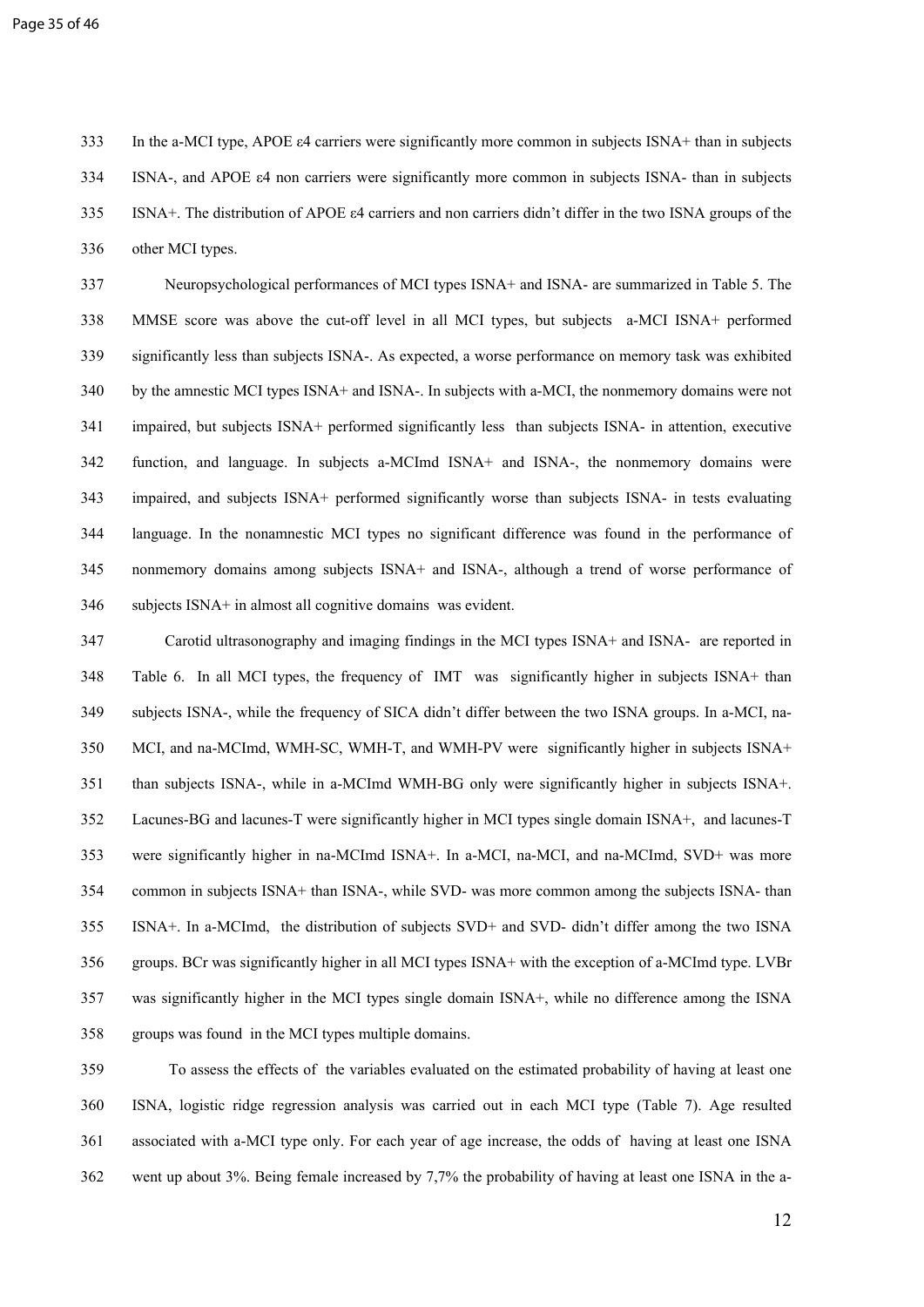In the a-MCI type, APOE ε4 carriers were significantly more common in subjects ISNA+ than in subjects ISNA-, and APOE ε4 non carriers were significantly more common in subjects ISNA- than in subjects ISNA+. The distribution of APOE ε4 carriers and non carriers didn't differ in the two ISNA groups of the other MCI types.

Neuropsychological performances of MCI types ISNA+ and ISNA- are summarized in Table 5. The MMSE score was above the cut-off level in all MCI types, but subjects a-MCI ISNA+ performed significantly less than subjects ISNA-. As expected, a worse performance on memory task was exhibited by the amnestic MCI types ISNA+ and ISNA-. In subjects with a-MCI, the nonmemory domains were not impaired, but subjects ISNA+ performed significantly less than subjects ISNA- in attention, executive function, and language. In subjects a-MCImd ISNA+ and ISNA-, the nonmemory domains were impaired, and subjects ISNA+ performed significantly worse than subjects ISNA- in tests evaluating language. In the nonamnestic MCI types no significant difference was found in the performance of nonmemory domains among subjects ISNA+ and ISNA-, although a trend of worse performance of subjects ISNA+ in almost all cognitive domains was evident.

Carotid ultrasonography and imaging findings in the MCI types ISNA+ and ISNA- are reported in Table 6. In all MCI types, the frequency of IMT was significantly higher in subjects ISNA+ than subjects ISNA-, while the frequency of SICA didn't differ between the two ISNA groups. In a-MCI, na-MCI, and na-MCImd, WMH-SC, WMH-T, and WMH-PV were significantly higher in subjects ISNA+ than subjects ISNA-, while in a-MCImd WMH-BG only were significantly higher in subjects ISNA+. Lacunes-BG and lacunes-T were significantly higher in MCI types single domain ISNA+, and lacunes-T were significantly higher in na-MCImd ISNA+. In a-MCI, na-MCI, and na-MCImd, SVD+ was more common in subjects ISNA+ than ISNA-, while SVD- was more common among the subjects ISNA- than ISNA+. In a-MCImd, the distribution of subjects SVD+ and SVD- didn't differ among the two ISNA groups. BCr was significantly higher in all MCI types ISNA+ with the exception of a-MCImd type. LVBr was significantly higher in the MCI types single domain ISNA+, while no difference among the ISNA groups was found in the MCI types multiple domains.

To assess the effects of the variables evaluated on the estimated probability of having at least one ISNA, logistic ridge regression analysis was carried out in each MCI type (Table 7). Age resulted associated with a-MCI type only. For each year of age increase, the odds of having at least one ISNA went up about 3%. Being female increased by 7,7% the probability of having at least one ISNA in the a-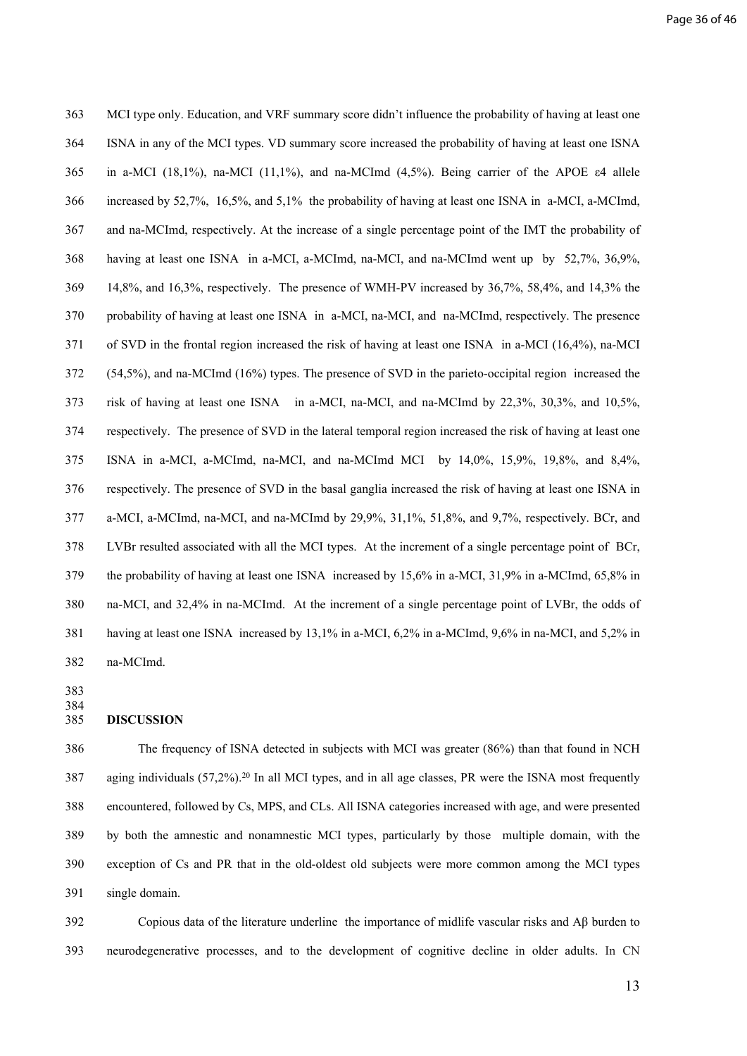MCI type only. Education, and VRF summary score didn't influence the probability of having at least one ISNA in any of the MCI types. VD summary score increased the probability of having at least one ISNA in a-MCI (18,1%), na-MCI (11,1%), and na-MCImd (4,5%). Being carrier of the APOE ε4 allele increased by 52,7%, 16,5%, and 5,1% the probability of having at least one ISNA in a-MCI, a-MCImd, and na-MCImd, respectively. At the increase of a single percentage point of the IMT the probability of having at least one ISNA in a-MCI, a-MCImd, na-MCI, and na-MCImd went up by 52,7%, 36,9%, 14,8%, and 16,3%, respectively. The presence of WMH-PV increased by 36,7%, 58,4%, and 14,3% the probability of having at least one ISNA in a-MCI, na-MCI, and na-MCImd, respectively. The presence of SVD in the frontal region increased the risk of having at least one ISNA in a-MCI (16,4%), na-MCI (54,5%), and na-MCImd (16%) types. The presence of SVD in the parieto-occipital region increased the risk of having at least one ISNA in a-MCI, na-MCI, and na-MCImd by 22,3%, 30,3%, and 10,5%, respectively. The presence of SVD in the lateral temporal region increased the risk of having at least one ISNA in a-MCI, a-MCImd, na-MCI, and na-MCImd MCI by 14,0%, 15,9%, 19,8%, and 8,4%, respectively. The presence of SVD in the basal ganglia increased the risk of having at least one ISNA in a-MCI, a-MCImd, na-MCI, and na-MCImd by 29,9%, 31,1%, 51,8%, and 9,7%, respectively. BCr, and LVBr resulted associated with all the MCI types. At the increment of a single percentage point of BCr, the probability of having at least one ISNA increased by 15,6% in a-MCI, 31,9% in a-MCImd, 65,8% in na-MCI, and 32,4% in na-MCImd. At the increment of a single percentage point of LVBr, the odds of having at least one ISNA increased by 13,1% in a-MCI, 6,2% in a-MCImd, 9,6% in na-MCI, and 5,2% in na-MCImd.

## DISCUSSION

The frequency of ISNA detected in subjects with MCI was greater (86%) than that found in NCH aging individuals (57,2%).[20] In all MCI types, and in all age classes, PR were the ISNA most frequently encountered, followed by Cs, MPS, and CLs. All ISNA categories increased with age, and were presented by both the amnestic and nonamnestic MCI types, particularly by those multiple domain, with the exception of Cs and PR that in the old-oldest old subjects were more common among the MCI types single domain.

Copious data of the literature underline the importance of midlife vascular risks and Aβ burden to neurodegenerative processes, and to the development of cognitive decline in older adults. In CN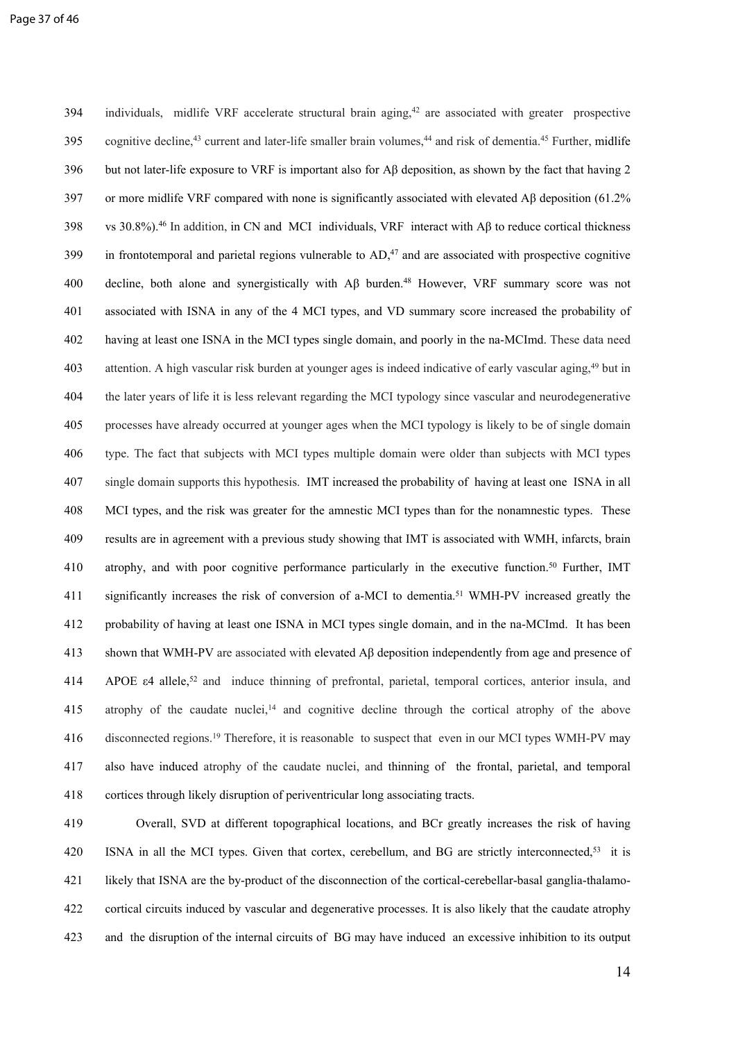individuals, midlife VRF accelerate structural brain aging,[42] are associated with greater prospective cognitive decline,[43] current and later-life smaller brain volumes,[44] and risk of dementia.[45] Further, midlife but not later-life exposure to VRF is important also for Aβ deposition, as shown by the fact that having 2 or more midlife VRF compared with none is significantly associated with elevated Aβ deposition (61.2% vs 30.8%).[46] In addition, in CN and MCI individuals, VRF interact with Aβ to reduce cortical thickness in frontotemporal and parietal regions vulnerable to AD,[47] and are associated with prospective cognitive decline, both alone and synergistically with Aβ burden.[48] However, VRF summary score was not associated with ISNA in any of the 4 MCI types, and VD summary score increased the probability of having at least one ISNA in the MCI types single domain, and poorly in the na-MCImd. These data need attention. A high vascular risk burden at younger ages is indeed indicative of early vascular aging,[49] but in the later years of life it is less relevant regarding the MCI typology since vascular and neurodegenerative processes have already occurred at younger ages when the MCI typology is likely to be of single domain type. The fact that subjects with MCI types multiple domain were older than subjects with MCI types single domain supports this hypothesis. IMT increased the probability of having at least one ISNA in all MCI types, and the risk was greater for the amnestic MCI types than for the nonamnestic types. These results are in agreement with a previous study showing that IMT is associated with WMH, infarcts, brain atrophy, and with poor cognitive performance particularly in the executive function.[50] Further, IMT significantly increases the risk of conversion of a-MCI to dementia.[51] WMH-PV increased greatly the probability of having at least one ISNA in MCI types single domain, and in the na-MCImd. It has been shown that WMH-PV are associated with elevated Aβ deposition independently from age and presence of APOE ε4 allele,[52] and induce thinning of prefrontal, parietal, temporal cortices, anterior insula, and atrophy of the caudate nuclei,[14] and cognitive decline through the cortical atrophy of the above disconnected regions.[19] Therefore, it is reasonable to suspect that even in our MCI types WMH-PV may also have induced atrophy of the caudate nuclei, and thinning of the frontal, parietal, and temporal cortices through likely disruption of periventricular long associating tracts.

Overall, SVD at different topographical locations, and BCr greatly increases the risk of having ISNA in all the MCI types. Given that cortex, cerebellum, and BG are strictly interconnected,[53] it is likely that ISNA are the by-product of the disconnection of the cortical-cerebellar-basal ganglia-thalamo-cortical circuits induced by vascular and degenerative processes. It is also likely that the caudate atrophy and the disruption of the internal circuits of BG may have induced an excessive inhibition to its output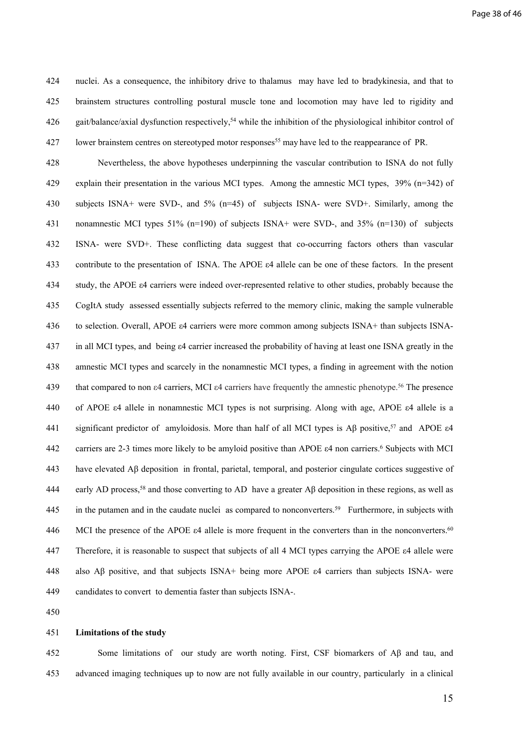nuclei. As a consequence, the inhibitory drive to thalamus may have led to bradykinesia, and that to brainstem structures controlling postural muscle tone and locomotion may have led to rigidity and gait/balance/axial dysfunction respectively,[54] while the inhibition of the physiological inhibitor control of lower brainstem centres on stereotyped motor responses[55] may have led to the reappearance of PR.

Nevertheless, the above hypotheses underpinning the vascular contribution to ISNA do not fully explain their presentation in the various MCI types. Among the amnestic MCI types, 39% (n=342) of subjects ISNA+ were SVD-, and 5% (n=45) of subjects ISNA- were SVD+. Similarly, among the nonamnestic MCI types 51% (n=190) of subjects ISNA+ were SVD-, and 35% (n=130) of subjects ISNA- were SVD+. These conflicting data suggest that co-occurring factors others than vascular contribute to the presentation of ISNA. The APOE ε4 allele can be one of these factors. In the present study, the APOE ε4 carriers were indeed over-represented relative to other studies, probably because the CogItA study assessed essentially subjects referred to the memory clinic, making the sample vulnerable to selection. Overall, APOE ε4 carriers were more common among subjects ISNA+ than subjects ISNA- in all MCI types, and being ε4 carrier increased the probability of having at least one ISNA greatly in the amnestic MCI types and scarcely in the nonamnestic MCI types, a finding in agreement with the notion that compared to non ε4 carriers, MCI ε4 carriers have frequently the amnestic phenotype.[56] The presence of APOE ε4 allele in nonamnestic MCI types is not surprising. Along with age, APOE ε4 allele is a significant predictor of amyloidosis. More than half of all MCI types is Aβ positive,[57] and APOE ε4 carriers are 2-3 times more likely to be amyloid positive than APOE ε4 non carriers.[6] Subjects with MCI have elevated Aβ deposition in frontal, parietal, temporal, and posterior cingulate cortices suggestive of early AD process,[58] and those converting to AD have a greater Aβ deposition in these regions, as well as in the putamen and in the caudate nuclei as compared to nonconverters.[59] Furthermore, in subjects with MCI the presence of the APOE ε4 allele is more frequent in the converters than in the nonconverters.[60] Therefore, it is reasonable to suspect that subjects of all 4 MCI types carrying the APOE ε4 allele were also Aβ positive, and that subjects ISNA+ being more APOE ε4 carriers than subjects ISNA- were candidates to convert to dementia faster than subjects ISNA-.

**Limitations of the study**

Some limitations of our study are worth noting. First, CSF biomarkers of Aβ and tau, and advanced imaging techniques up to now are not fully available in our country, particularly in a clinical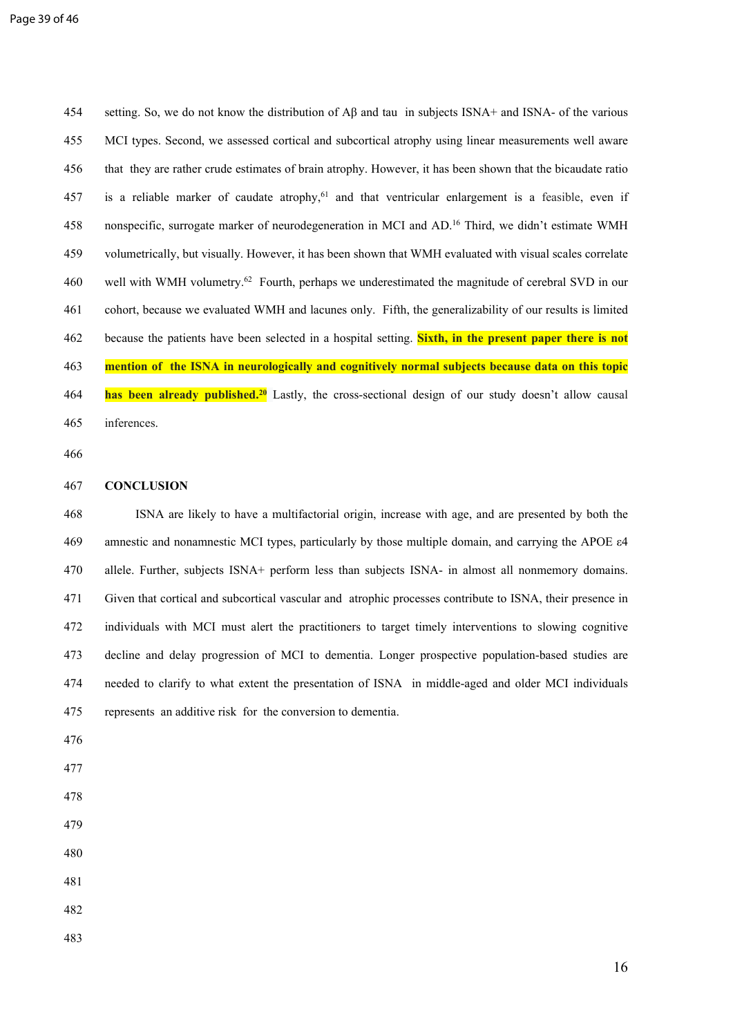setting. So, we do not know the distribution of Aβ and tau in subjects ISNA+ and ISNA- of the various MCI types. Second, we assessed cortical and subcortical atrophy using linear measurements well aware that they are rather crude estimates of brain atrophy. However, it has been shown that the bicaudate ratio is a reliable marker of caudate atrophy,[61] and that ventricular enlargement is a feasible, even if nonspecific, surrogate marker of neurodegeneration in MCI and AD.[16] Third, we didn't estimate WMH volumetrically, but visually. However, it has been shown that WMH evaluated with visual scales correlate well with WMH volumetry.[62] Fourth, perhaps we underestimated the magnitude of cerebral SVD in our cohort, because we evaluated WMH and lacunes only. Fifth, the generalizability of our results is limited because the patients have been selected in a hospital setting. **Sixth, in the present paper there is not mention of the ISNA in neurologically and cognitively normal subjects because data on this topic has been already published.[20]** Lastly, the cross-sectional design of our study doesn't allow causal inferences.

## CONCLUSION

ISNA are likely to have a multifactorial origin, increase with age, and are presented by both the amnestic and nonamnestic MCI types, particularly by those multiple domain, and carrying the APOE ε4 allele. Further, subjects ISNA+ perform less than subjects ISNA- in almost all nonmemory domains. Given that cortical and subcortical vascular and atrophic processes contribute to ISNA, their presence in individuals with MCI must alert the practitioners to target timely interventions to slowing cognitive decline and delay progression of MCI to dementia. Longer prospective population-based studies are needed to clarify to what extent the presentation of ISNA in middle-aged and older MCI individuals represents an additive risk for the conversion to dementia.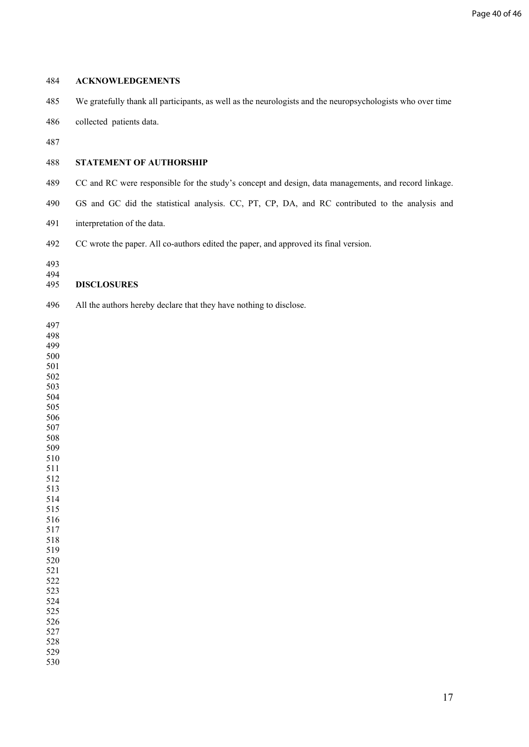## ACKNOWLEDGEMENTS

We gratefully thank all participants, as well as the neurologists and the neuropsychologists who over time collected patients data.

## STATEMENT OF AUTHORSHIP

CC and RC were responsible for the study's concept and design, data managements, and record linkage. GS and GC did the statistical analysis. CC, PT, CP, DA, and RC contributed to the analysis and interpretation of the data.

CC wrote the paper. All co-authors edited the paper, and approved its final version.

## DISCLOSURES

All the authors hereby declare that they have nothing to disclose.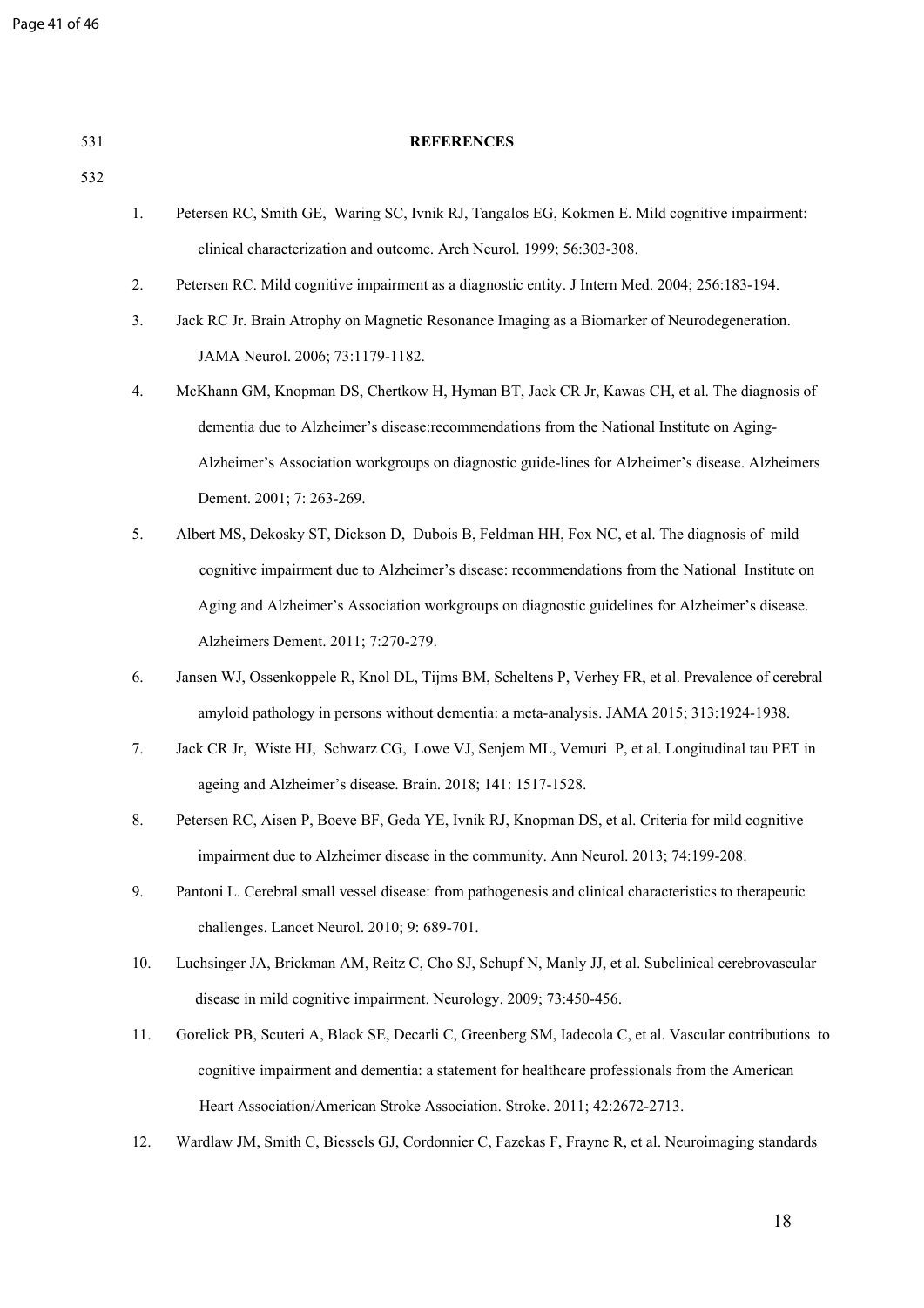## REFERENCES

1. Petersen RC, Smith GE, Waring SC, Ivnik RJ, Tangalos EG, Kokmen E. Mild cognitive impairment: clinical characterization and outcome. Arch Neurol. 1999; 56:303-308.
2. Petersen RC. Mild cognitive impairment as a diagnostic entity. J Intern Med. 2004; 256:183-194.
3. Jack RC Jr. Brain Atrophy on Magnetic Resonance Imaging as a Biomarker of Neurodegeneration. JAMA Neurol. 2006; 73:1179-1182.
4. McKhann GM, Knopman DS, Chertkow H, Hyman BT, Jack CR Jr, Kawas CH, et al. The diagnosis of dementia due to Alzheimer's disease:recommendations from the National Institute on Aging-Alzheimer's Association workgroups on diagnostic guide-lines for Alzheimer's disease. Alzheimers Dement. 2001; 7: 263-269.
5. Albert MS, Dekosky ST, Dickson D, Dubois B, Feldman HH, Fox NC, et al. The diagnosis of mild cognitive impairment due to Alzheimer's disease: recommendations from the National Institute on Aging and Alzheimer's Association workgroups on diagnostic guidelines for Alzheimer's disease. Alzheimers Dement. 2011; 7:270-279.
6. Jansen WJ, Ossenkoppele R, Knol DL, Tijms BM, Scheltens P, Verhey FR, et al. Prevalence of cerebral amyloid pathology in persons without dementia: a meta-analysis. JAMA 2015; 313:1924-1938.
7. Jack CR Jr, Wiste HJ, Schwarz CG, Lowe VJ, Senjem ML, Vemuri P, et al. Longitudinal tau PET in ageing and Alzheimer's disease. Brain. 2018; 141: 1517-1528.
8. Petersen RC, Aisen P, Boeve BF, Geda YE, Ivnik RJ, Knopman DS, et al. Criteria for mild cognitive impairment due to Alzheimer disease in the community. Ann Neurol. 2013; 74:199-208.
9. Pantoni L. Cerebral small vessel disease: from pathogenesis and clinical characteristics to therapeutic challenges. Lancet Neurol. 2010; 9: 689-701.
10. Luchsinger JA, Brickman AM, Reitz C, Cho SJ, Schupf N, Manly JJ, et al. Subclinical cerebrovascular disease in mild cognitive impairment. Neurology. 2009; 73:450-456.
11. Gorelick PB, Scuteri A, Black SE, Decarli C, Greenberg SM, Iadecola C, et al. Vascular contributions to cognitive impairment and dementia: a statement for healthcare professionals from the American Heart Association/American Stroke Association. Stroke. 2011; 42:2672-2713.
12. Wardlaw JM, Smith C, Biessels GJ, Cordonnier C, Fazekas F, Frayne R, et al. Neuroimaging standards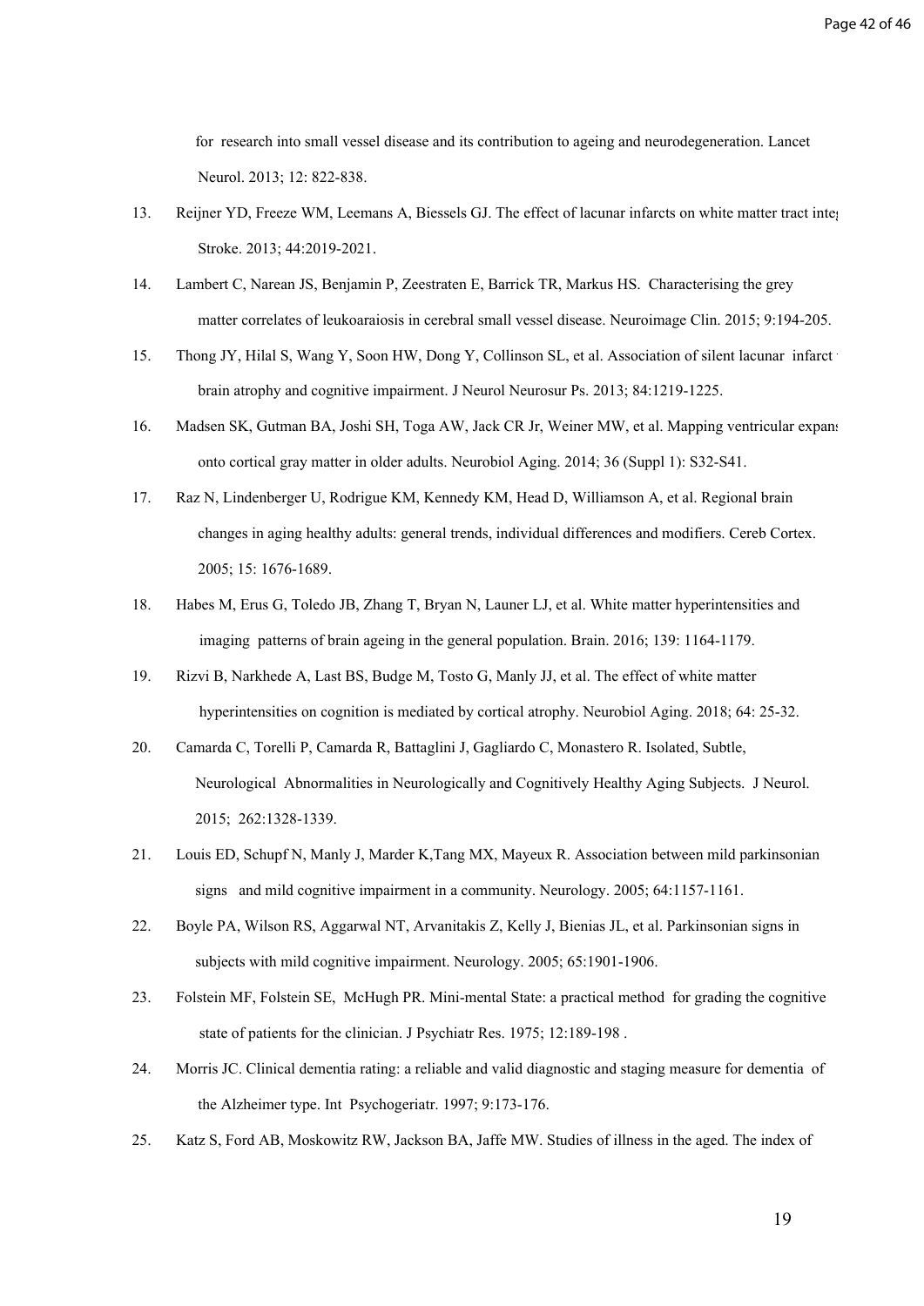for research into small vessel disease and its contribution to ageing and neurodegeneration. Lancet Neurol. 2013; 12: 822-838.

13. Reijner YD, Freeze WM, Leemans A, Biessels GJ. The effect of lacunar infarcts on white matter tract inte Stroke. 2013; 44:2019-2021.

14. Lambert C, Narean JS, Benjamin P, Zeestraten E, Barrick TR, Markus HS. Characterising the grey matter correlates of leukoaraiosis in cerebral small vessel disease. Neuroimage Clin. 2015; 9:194-205.

15. Thong JY, Hilal S, Wang Y, Soon HW, Dong Y, Collinson SL, et al. Association of silent lacunar infarct brain atrophy and cognitive impairment. J Neurol Neurosur Ps. 2013; 84:1219-1225.

16. Madsen SK, Gutman BA, Joshi SH, Toga AW, Jack CR Jr, Weiner MW, et al. Mapping ventricular expan onto cortical gray matter in older adults. Neurobiol Aging. 2014; 36 (Suppl 1): S32-S41.

17. Raz N, Lindenberger U, Rodrigue KM, Kennedy KM, Head D, Williamson A, et al. Regional brain changes in aging healthy adults: general trends, individual differences and modifiers. Cereb Cortex. 2005; 15: 1676-1689.

18. Habes M, Erus G, Toledo JB, Zhang T, Bryan N, Launer LJ, et al. White matter hyperintensities and imaging patterns of brain ageing in the general population. Brain. 2016; 139: 1164-1179.

19. Rizvi B, Narkhede A, Last BS, Budge M, Tosto G, Manly JJ, et al. The effect of white matter hyperintensities on cognition is mediated by cortical atrophy. Neurobiol Aging. 2018; 64: 25-32.

20. Camarda C, Torelli P, Camarda R, Battaglini J, Gagliardo C, Monastero R. Isolated, Subtle, Neurological Abnormalities in Neurologically and Cognitively Healthy Aging Subjects. J Neurol. 2015; 262:1328-1339.

21. Louis ED, Schupf N, Manly J, Marder K,Tang MX, Mayeux R. Association between mild parkinsonian signs and mild cognitive impairment in a community. Neurology. 2005; 64:1157-1161.

22. Boyle PA, Wilson RS, Aggarwal NT, Arvanitakis Z, Kelly J, Bienias JL, et al. Parkinsonian signs in subjects with mild cognitive impairment. Neurology. 2005; 65:1901-1906.

23. Folstein MF, Folstein SE, McHugh PR. Mini-mental State: a practical method for grading the cognitive state of patients for the clinician. J Psychiatr Res. 1975; 12:189-198 .

24. Morris JC. Clinical dementia rating: a reliable and valid diagnostic and staging measure for dementia of the Alzheimer type. Int Psychogeriatr. 1997; 9:173-176.

25. Katz S, Ford AB, Moskowitz RW, Jackson BA, Jaffe MW. Studies of illness in the aged. The index of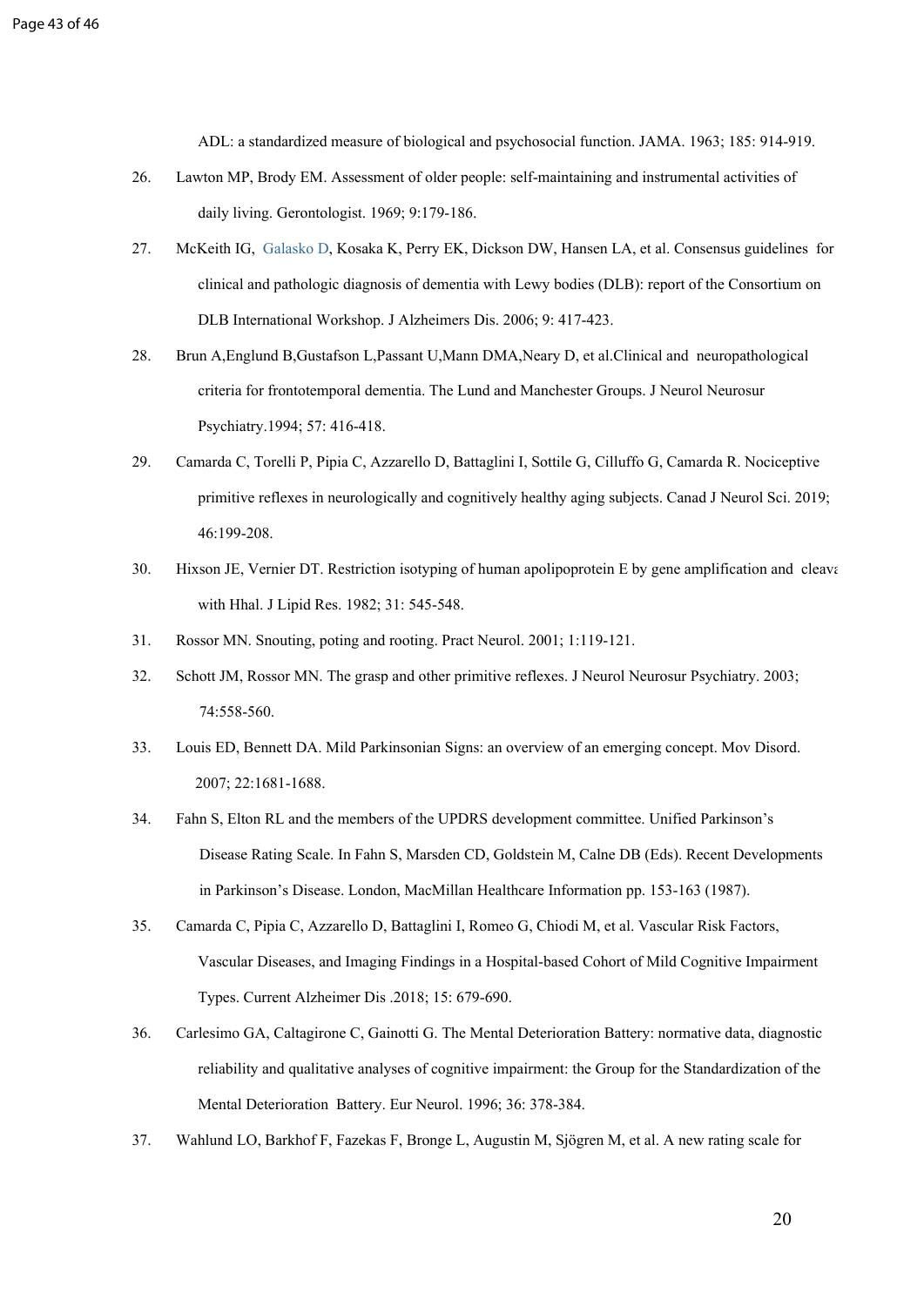ADL: a standardized measure of biological and psychosocial function. JAMA. 1963; 185: 914-919.

26. Lawton MP, Brody EM. Assessment of older people: self-maintaining and instrumental activities of daily living. Gerontologist. 1969; 9:179-186.

27. McKeith IG, Galasko D, Kosaka K, Perry EK, Dickson DW, Hansen LA, et al. Consensus guidelines for clinical and pathologic diagnosis of dementia with Lewy bodies (DLB): report of the Consortium on DLB International Workshop. J Alzheimers Dis. 2006; 9: 417-423.

28. Brun A,Englund B,Gustafson L,Passant U,Mann DMA,Neary D, et al.Clinical and neuropathological criteria for frontotemporal dementia. The Lund and Manchester Groups. J Neurol Neurosur Psychiatry.1994; 57: 416-418.

29. Camarda C, Torelli P, Pipia C, Azzarello D, Battaglini I, Sottile G, Cilluffo G, Camarda R. Nociceptive primitive reflexes in neurologically and cognitively healthy aging subjects. Canad J Neurol Sci. 2019; 46:199-208.

30. Hixson JE, Vernier DT. Restriction isotyping of human apolipoprotein E by gene amplification and cleava with Hhal. J Lipid Res. 1982; 31: 545-548.

31. Rossor MN. Snouting, poting and rooting. Pract Neurol. 2001; 1:119-121.

32. Schott JM, Rossor MN. The grasp and other primitive reflexes. J Neurol Neurosur Psychiatry. 2003; 74:558-560.

33. Louis ED, Bennett DA. Mild Parkinsonian Signs: an overview of an emerging concept. Mov Disord. 2007; 22:1681-1688.

34. Fahn S, Elton RL and the members of the UPDRS development committee. Unified Parkinson's Disease Rating Scale. In Fahn S, Marsden CD, Goldstein M, Calne DB (Eds). Recent Developments in Parkinson's Disease. London, MacMillan Healthcare Information pp. 153-163 (1987).

35. Camarda C, Pipia C, Azzarello D, Battaglini I, Romeo G, Chiodi M, et al. Vascular Risk Factors, Vascular Diseases, and Imaging Findings in a Hospital-based Cohort of Mild Cognitive Impairment Types. Current Alzheimer Dis .2018; 15: 679-690.

36. Carlesimo GA, Caltagirone C, Gainotti G. The Mental Deterioration Battery: normative data, diagnostic reliability and qualitative analyses of cognitive impairment: the Group for the Standardization of the Mental Deterioration Battery. Eur Neurol. 1996; 36: 378-384.

37. Wahlund LO, Barkhof F, Fazekas F, Bronge L, Augustin M, Sjögren M, et al. A new rating scale for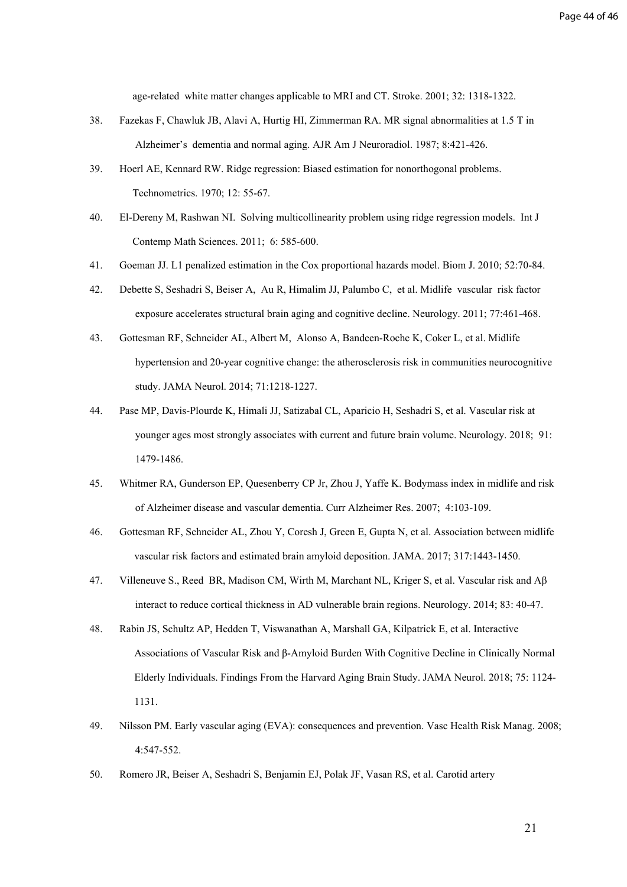age-related white matter changes applicable to MRI and CT. Stroke. 2001; 32: 1318-1322.

38. Fazekas F, Chawluk JB, Alavi A, Hurtig HI, Zimmerman RA. MR signal abnormalities at 1.5 T in Alzheimer's dementia and normal aging. AJR Am J Neuroradiol. 1987; 8:421-426.

39. Hoerl AE, Kennard RW. Ridge regression: Biased estimation for nonorthogonal problems. Technometrics. 1970; 12: 55-67.

40. El-Dereny M, Rashwan NI. Solving multicollinearity problem using ridge regression models. Int J Contemp Math Sciences. 2011; 6: 585-600.

41. Goeman JJ. L1 penalized estimation in the Cox proportional hazards model. Biom J. 2010; 52:70-84.

42. Debette S, Seshadri S, Beiser A, Au R, Himalim JJ, Palumbo C, et al. Midlife vascular risk factor exposure accelerates structural brain aging and cognitive decline. Neurology. 2011; 77:461-468.

43. Gottesman RF, Schneider AL, Albert M, Alonso A, Bandeen-Roche K, Coker L, et al. Midlife hypertension and 20-year cognitive change: the atherosclerosis risk in communities neurocognitive study. JAMA Neurol. 2014; 71:1218-1227.

44. Pase MP, Davis-Plourde K, Himali JJ, Satizabal CL, Aparicio H, Seshadri S, et al. Vascular risk at younger ages most strongly associates with current and future brain volume. Neurology. 2018; 91: 1479-1486.

45. Whitmer RA, Gunderson EP, Quesenberry CP Jr, Zhou J, Yaffe K. Bodymass index in midlife and risk of Alzheimer disease and vascular dementia. Curr Alzheimer Res. 2007; 4:103-109.

46. Gottesman RF, Schneider AL, Zhou Y, Coresh J, Green E, Gupta N, et al. Association between midlife vascular risk factors and estimated brain amyloid deposition. JAMA. 2017; 317:1443-1450.

47. Villeneuve S., Reed BR, Madison CM, Wirth M, Marchant NL, Kriger S, et al. Vascular risk and Aβ interact to reduce cortical thickness in AD vulnerable brain regions. Neurology. 2014; 83: 40-47.

48. Rabin JS, Schultz AP, Hedden T, Viswanathan A, Marshall GA, Kilpatrick E, et al. Interactive Associations of Vascular Risk and β-Amyloid Burden With Cognitive Decline in Clinically Normal Elderly Individuals. Findings From the Harvard Aging Brain Study. JAMA Neurol. 2018; 75: 1124-1131.

49. Nilsson PM. Early vascular aging (EVA): consequences and prevention. Vasc Health Risk Manag. 2008; 4:547-552.

50. Romero JR, Beiser A, Seshadri S, Benjamin EJ, Polak JF, Vasan RS, et al. Carotid artery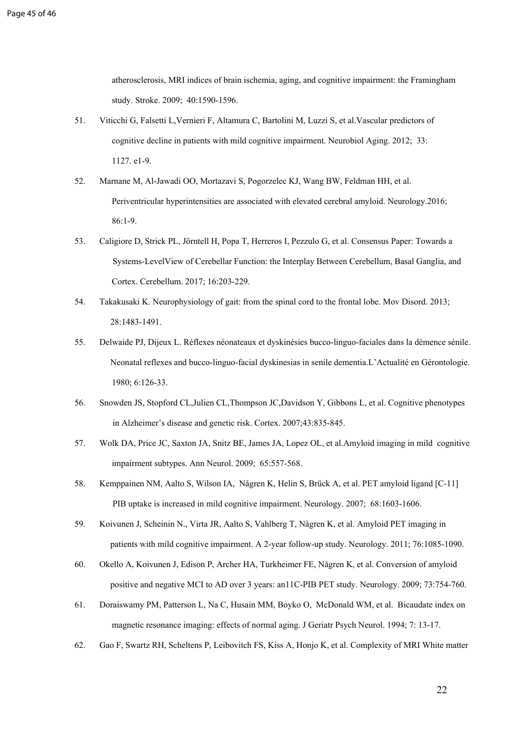atherosclerosis, MRI indices of brain ischemia, aging, and cognitive impairment: the Framingham study. Stroke. 2009; 40:1590-1596.

51. Viticchi G, Falsetti L,Vernieri F, Altamura C, Bartolini M, Luzzi S, et al.Vascular predictors of cognitive decline in patients with mild cognitive impairment. Neurobiol Aging. 2012; 33: 1127. e1-9.

52. Marnane M, Al-Jawadi OO, Mortazavi S, Pogorzelec KJ, Wang BW, Feldman HH, et al. Periventricular hyperintensities are associated with elevated cerebral amyloid. Neurology.2016; 86:1-9.

53. Caligiore D, Strick PL, Jörntell H, Popa T, Herreros I, Pezzulo G, et al. Consensus Paper: Towards a Systems-LevelView of Cerebellar Function: the Interplay Between Cerebellum, Basal Ganglia, and Cortex. Cerebellum. 2017; 16:203-229.

54. Takakusaki K. Neurophysiology of gait: from the spinal cord to the frontal lobe. Mov Disord. 2013; 28:1483-1491.

55. Delwaide PJ, Dijeux L. Réflexes néonateaux et dyskinésies bucco-linguo-faciales dans la démence sénile. Neonatal reflexes and bucco-linguo-facial dyskinesias in senile dementia.L'Actualité en Gérontologie. 1980; 6:126-33.

56. Snowden JS, Stopford CL,Julien CL,Thompson JC,Davidson Y, Gibbons L, et al. Cognitive phenotypes in Alzheimer's disease and genetic risk. Cortex. 2007;43:835-845.

57. Wolk DA, Price JC, Saxton JA, Snitz BE, James JA, Lopez OL, et al.Amyloid imaging in mild cognitive impairment subtypes. Ann Neurol. 2009; 65:557-568.

58. Kemppainen NM, Aalto S, Wilson IA, Någren K, Helin S, Brück A, et al. PET amyloid ligand [C-11] PIB uptake is increased in mild cognitive impairment. Neurology. 2007; 68:1603-1606.

59. Koivunen J, Scheinin N., Virta JR, Aalto S, Vahlberg T, Någren K, et al. Amyloid PET imaging in patients with mild cognitive impairment. A 2-year follow-up study. Neurology. 2011; 76:1085-1090.

60. Okello A, Koivunen J, Edison P, Archer HA, Turkheimer FE, Någren K, et al. Conversion of amyloid positive and negative MCI to AD over 3 years: an11C-PIB PET study. Neurology. 2009; 73:754-760.

61. Doraiswamy PM, Patterson L, Na C, Husain MM, Boyko O, McDonald WM, et al. Bicaudate index on magnetic resonance imaging: effects of normal aging. J Geriatr Psych Neurol. 1994; 7: 13-17.

62. Gao F, Swartz RH, Scheltens P, Leibovitch FS, Kiss A, Honjo K, et al. Complexity of MRI White matter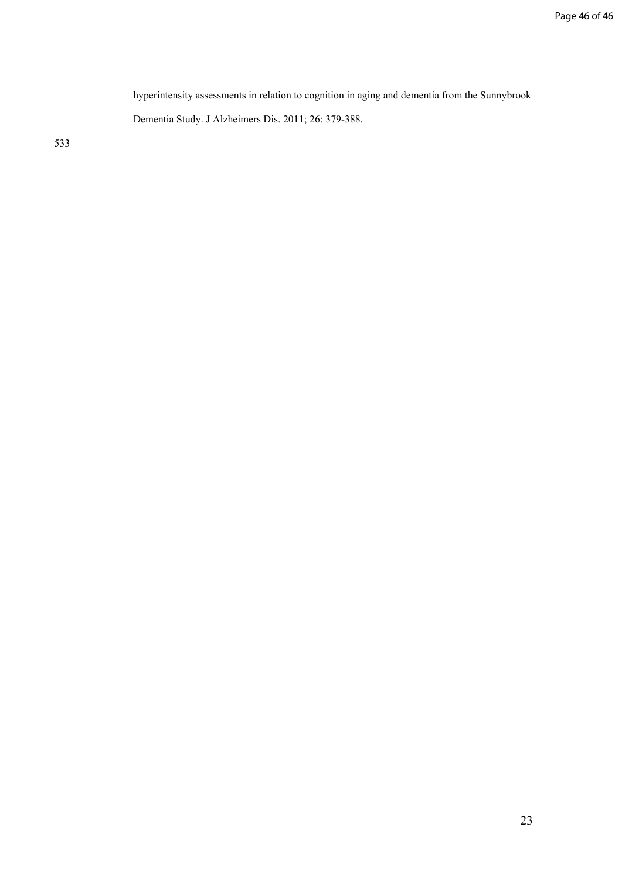hyperintensity assessments in relation to cognition in aging and dementia from the Sunnybrook Dementia Study. J Alzheimers Dis. 2011; 26: 379-388.

533